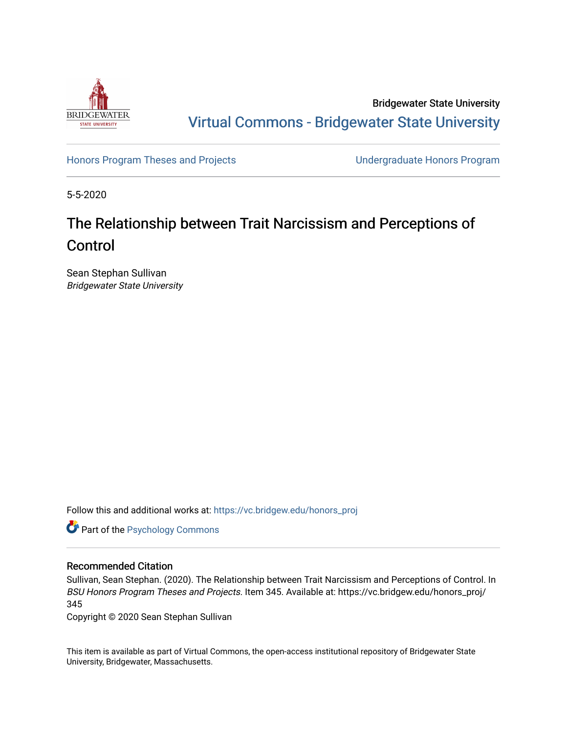Bridgewater State University

Virtual Commons - Bridgewater State University

Honors Program Theses and Projects | Undergraduate Honors Program

5-5-2020

# The Relationship between Trait Narcissism and Perceptions of Control

Sean Stephan Sullivan
*Bridgewater State University*

Follow this and additional works at: https://vc.bridgew.edu/honors_proj

Part of the Psychology Commons

## Recommended Citation

Sullivan, Sean Stephan. (2020). The Relationship between Trait Narcissism and Perceptions of Control. In *BSU Honors Program Theses and Projects.* Item 345. Available at: https://vc.bridgew.edu/honors_proj/345

Copyright © 2020 Sean Stephan Sullivan

This item is available as part of Virtual Commons, the open-access institutional repository of Bridgewater State University, Bridgewater, Massachusetts.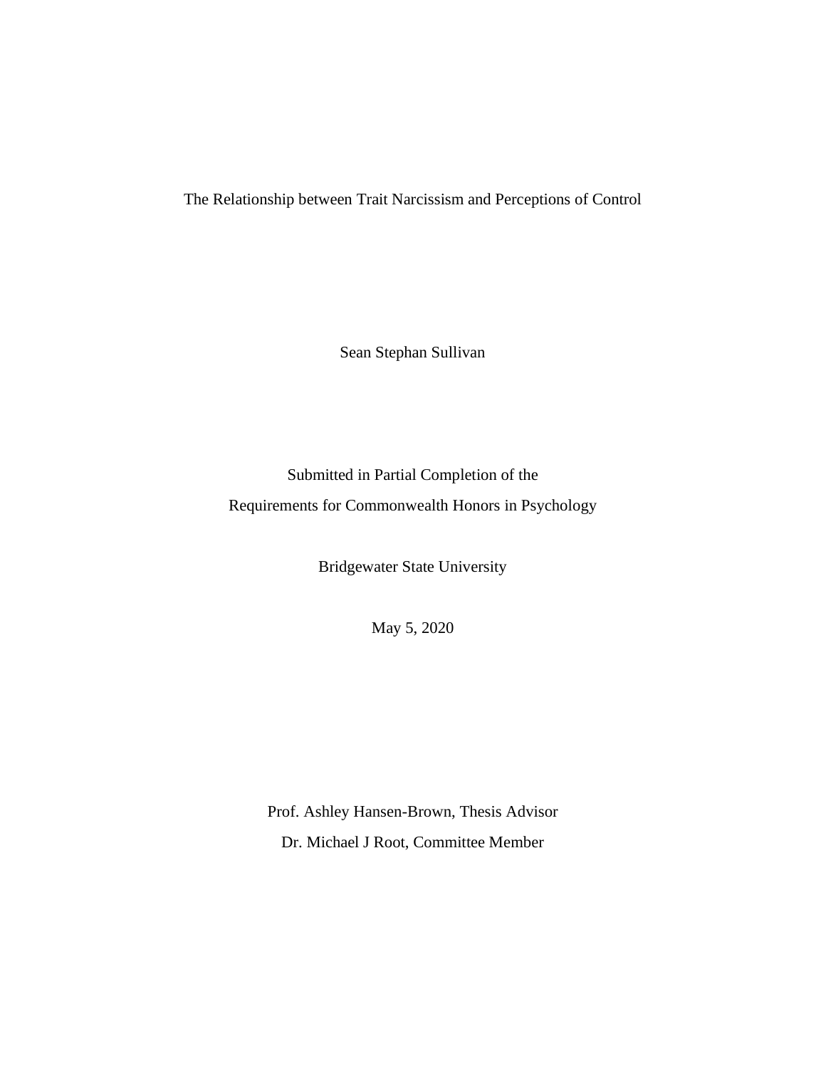# The Relationship between Trait Narcissism and Perceptions of Control

Sean Stephan Sullivan

Submitted in Partial Completion of the
Requirements for Commonwealth Honors in Psychology

Bridgewater State University

May 5, 2020

Prof. Ashley Hansen-Brown, Thesis Advisor
Dr. Michael J Root, Committee Member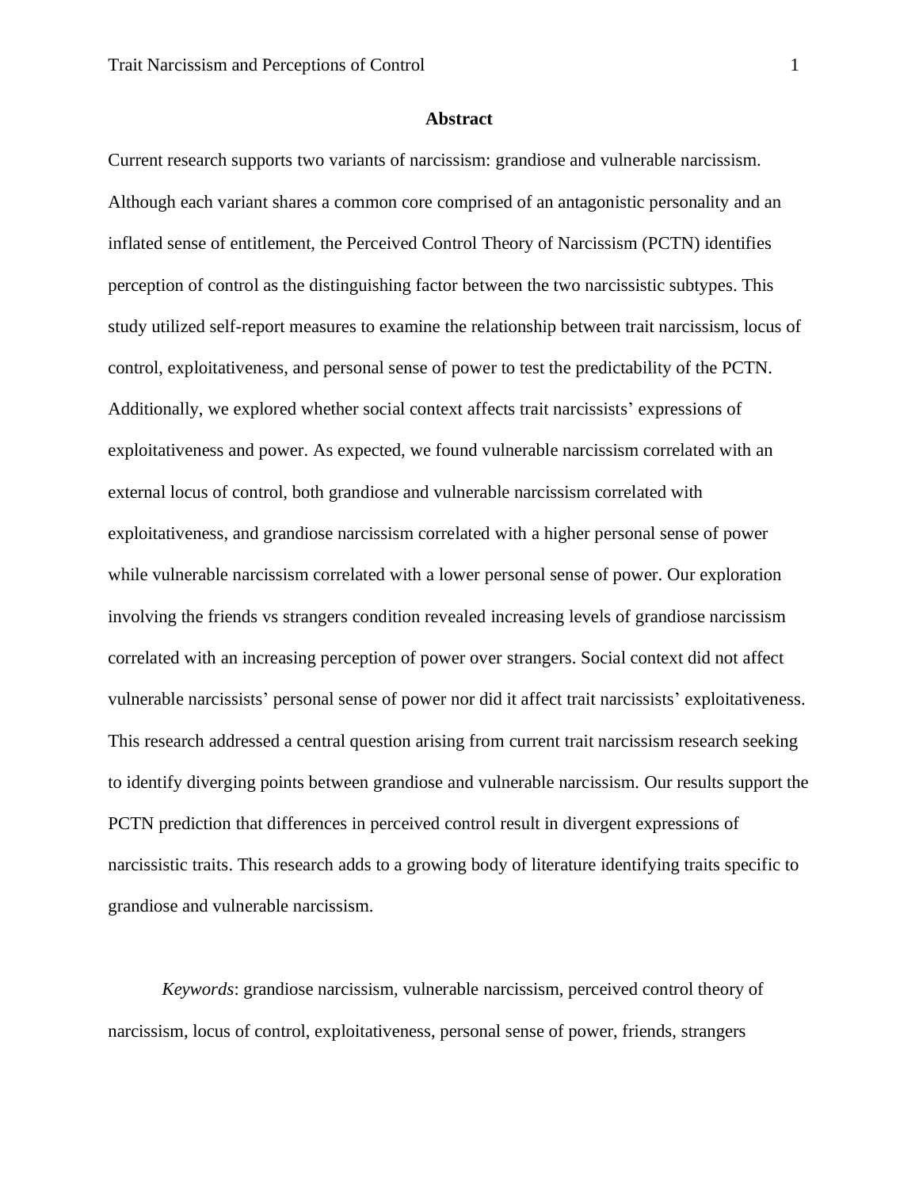## Abstract

Current research supports two variants of narcissism: grandiose and vulnerable narcissism. Although each variant shares a common core comprised of an antagonistic personality and an inflated sense of entitlement, the Perceived Control Theory of Narcissism (PCTN) identifies perception of control as the distinguishing factor between the two narcissistic subtypes. This study utilized self-report measures to examine the relationship between trait narcissism, locus of control, exploitativeness, and personal sense of power to test the predictability of the PCTN. Additionally, we explored whether social context affects trait narcissists' expressions of exploitativeness and power. As expected, we found vulnerable narcissism correlated with an external locus of control, both grandiose and vulnerable narcissism correlated with exploitativeness, and grandiose narcissism correlated with a higher personal sense of power while vulnerable narcissism correlated with a lower personal sense of power. Our exploration involving the friends vs strangers condition revealed increasing levels of grandiose narcissism correlated with an increasing perception of power over strangers. Social context did not affect vulnerable narcissists' personal sense of power nor did it affect trait narcissists' exploitativeness. This research addressed a central question arising from current trait narcissism research seeking to identify diverging points between grandiose and vulnerable narcissism. Our results support the PCTN prediction that differences in perceived control result in divergent expressions of narcissistic traits. This research adds to a growing body of literature identifying traits specific to grandiose and vulnerable narcissism.

*Keywords*: grandiose narcissism, vulnerable narcissism, perceived control theory of narcissism, locus of control, exploitativeness, personal sense of power, friends, strangers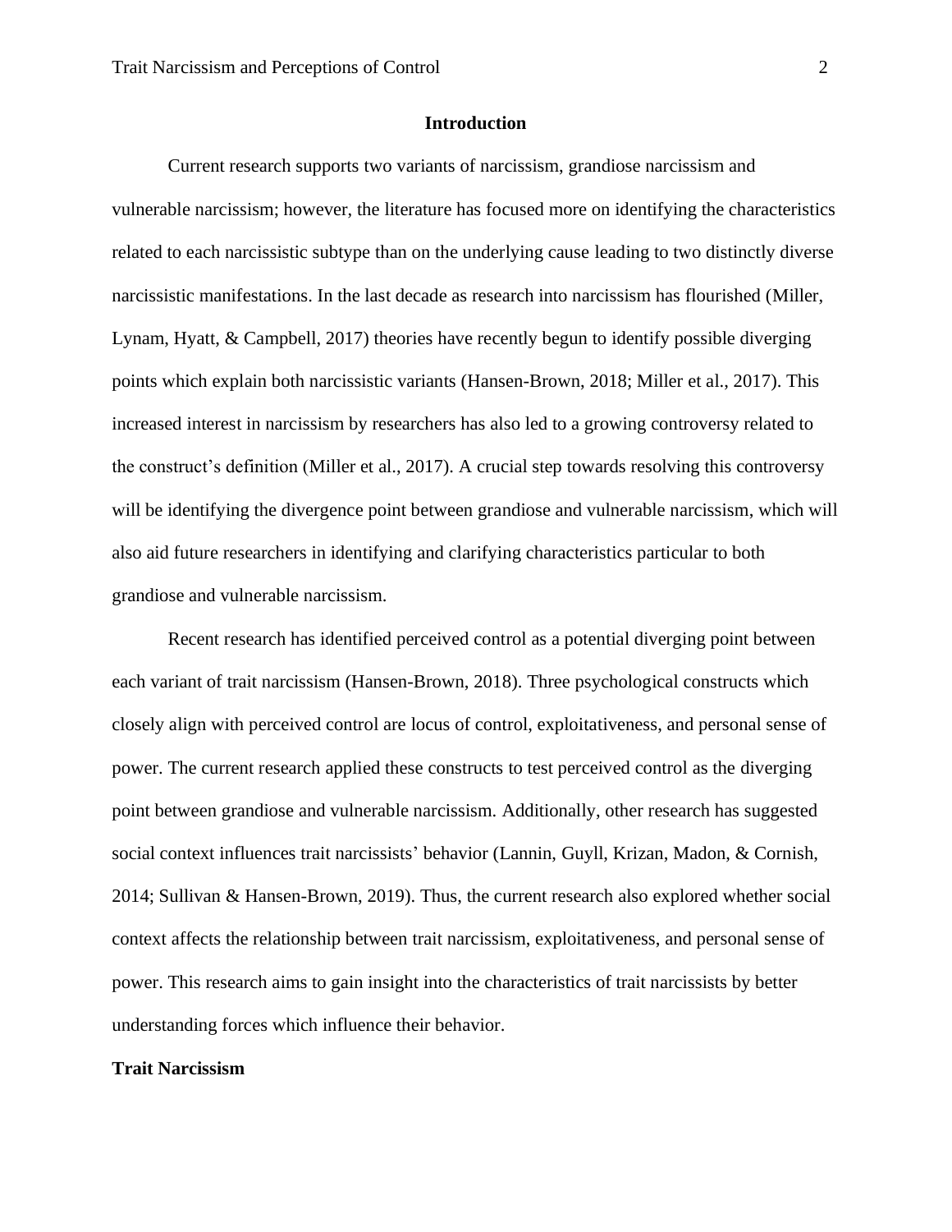## Introduction

Current research supports two variants of narcissism, grandiose narcissism and vulnerable narcissism; however, the literature has focused more on identifying the characteristics related to each narcissistic subtype than on the underlying cause leading to two distinctly diverse narcissistic manifestations. In the last decade as research into narcissism has flourished (Miller, Lynam, Hyatt, & Campbell, 2017) theories have recently begun to identify possible diverging points which explain both narcissistic variants (Hansen-Brown, 2018; Miller et al., 2017). This increased interest in narcissism by researchers has also led to a growing controversy related to the construct's definition (Miller et al., 2017). A crucial step towards resolving this controversy will be identifying the divergence point between grandiose and vulnerable narcissism, which will also aid future researchers in identifying and clarifying characteristics particular to both grandiose and vulnerable narcissism.

Recent research has identified perceived control as a potential diverging point between each variant of trait narcissism (Hansen-Brown, 2018). Three psychological constructs which closely align with perceived control are locus of control, exploitativeness, and personal sense of power. The current research applied these constructs to test perceived control as the diverging point between grandiose and vulnerable narcissism. Additionally, other research has suggested social context influences trait narcissists' behavior (Lannin, Guyll, Krizan, Madon, & Cornish, 2014; Sullivan & Hansen-Brown, 2019). Thus, the current research also explored whether social context affects the relationship between trait narcissism, exploitativeness, and personal sense of power. This research aims to gain insight into the characteristics of trait narcissists by better understanding forces which influence their behavior.

### Trait Narcissism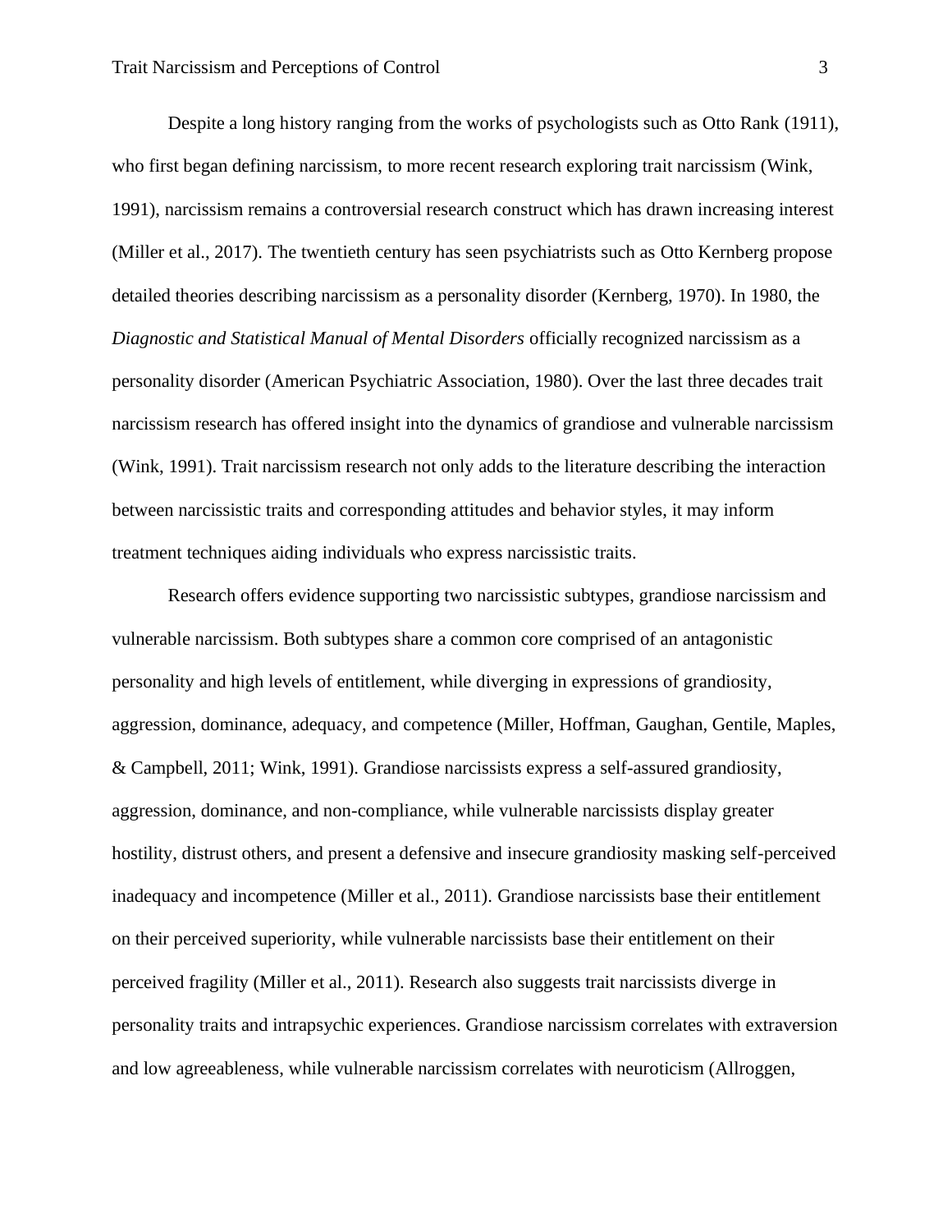Despite a long history ranging from the works of psychologists such as Otto Rank (1911), who first began defining narcissism, to more recent research exploring trait narcissism (Wink, 1991), narcissism remains a controversial research construct which has drawn increasing interest (Miller et al., 2017). The twentieth century has seen psychiatrists such as Otto Kernberg propose detailed theories describing narcissism as a personality disorder (Kernberg, 1970). In 1980, the *Diagnostic and Statistical Manual of Mental Disorders* officially recognized narcissism as a personality disorder (American Psychiatric Association, 1980). Over the last three decades trait narcissism research has offered insight into the dynamics of grandiose and vulnerable narcissism (Wink, 1991). Trait narcissism research not only adds to the literature describing the interaction between narcissistic traits and corresponding attitudes and behavior styles, it may inform treatment techniques aiding individuals who express narcissistic traits.

Research offers evidence supporting two narcissistic subtypes, grandiose narcissism and vulnerable narcissism. Both subtypes share a common core comprised of an antagonistic personality and high levels of entitlement, while diverging in expressions of grandiosity, aggression, dominance, adequacy, and competence (Miller, Hoffman, Gaughan, Gentile, Maples, & Campbell, 2011; Wink, 1991). Grandiose narcissists express a self-assured grandiosity, aggression, dominance, and non-compliance, while vulnerable narcissists display greater hostility, distrust others, and present a defensive and insecure grandiosity masking self-perceived inadequacy and incompetence (Miller et al., 2011). Grandiose narcissists base their entitlement on their perceived superiority, while vulnerable narcissists base their entitlement on their perceived fragility (Miller et al., 2011). Research also suggests trait narcissists diverge in personality traits and intrapsychic experiences. Grandiose narcissism correlates with extraversion and low agreeableness, while vulnerable narcissism correlates with neuroticism (Allroggen,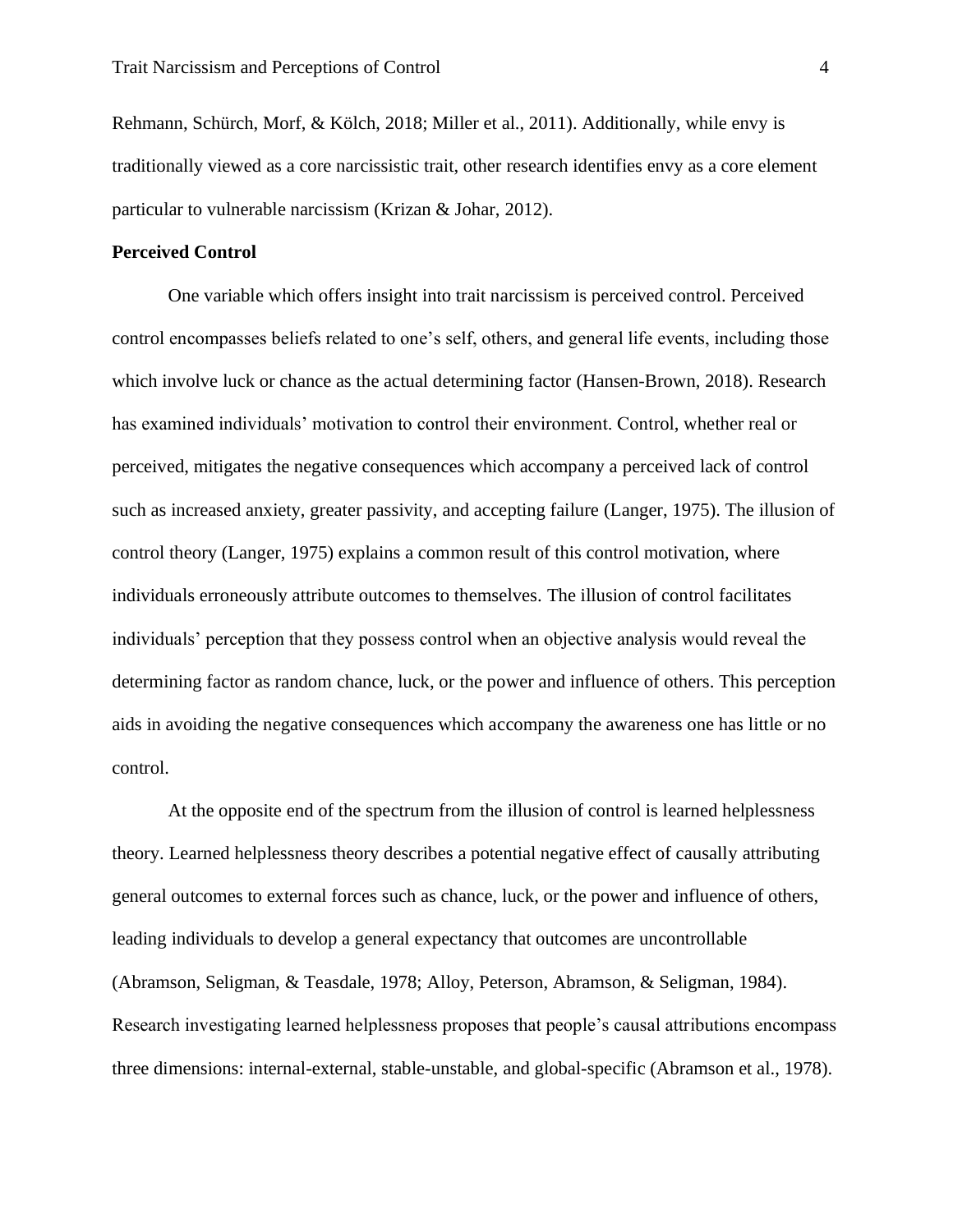Rehmann, Schürch, Morf, & Kölch, 2018; Miller et al., 2011). Additionally, while envy is traditionally viewed as a core narcissistic trait, other research identifies envy as a core element particular to vulnerable narcissism (Krizan & Johar, 2012).

**Perceived Control**

One variable which offers insight into trait narcissism is perceived control. Perceived control encompasses beliefs related to one's self, others, and general life events, including those which involve luck or chance as the actual determining factor (Hansen-Brown, 2018). Research has examined individuals' motivation to control their environment. Control, whether real or perceived, mitigates the negative consequences which accompany a perceived lack of control such as increased anxiety, greater passivity, and accepting failure (Langer, 1975). The illusion of control theory (Langer, 1975) explains a common result of this control motivation, where individuals erroneously attribute outcomes to themselves. The illusion of control facilitates individuals' perception that they possess control when an objective analysis would reveal the determining factor as random chance, luck, or the power and influence of others. This perception aids in avoiding the negative consequences which accompany the awareness one has little or no control.

At the opposite end of the spectrum from the illusion of control is learned helplessness theory. Learned helplessness theory describes a potential negative effect of causally attributing general outcomes to external forces such as chance, luck, or the power and influence of others, leading individuals to develop a general expectancy that outcomes are uncontrollable (Abramson, Seligman, & Teasdale, 1978; Alloy, Peterson, Abramson, & Seligman, 1984). Research investigating learned helplessness proposes that people's causal attributions encompass three dimensions: internal-external, stable-unstable, and global-specific (Abramson et al., 1978).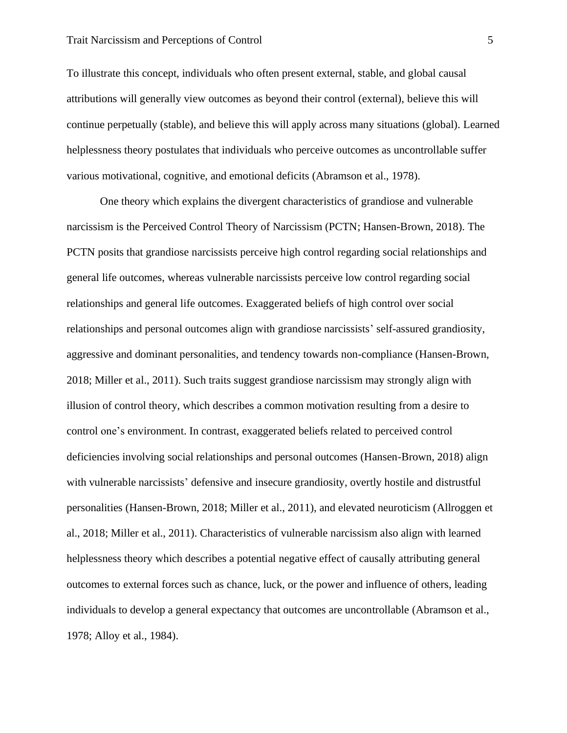To illustrate this concept, individuals who often present external, stable, and global causal attributions will generally view outcomes as beyond their control (external), believe this will continue perpetually (stable), and believe this will apply across many situations (global). Learned helplessness theory postulates that individuals who perceive outcomes as uncontrollable suffer various motivational, cognitive, and emotional deficits (Abramson et al., 1978).

One theory which explains the divergent characteristics of grandiose and vulnerable narcissism is the Perceived Control Theory of Narcissism (PCTN; Hansen-Brown, 2018). The PCTN posits that grandiose narcissists perceive high control regarding social relationships and general life outcomes, whereas vulnerable narcissists perceive low control regarding social relationships and general life outcomes. Exaggerated beliefs of high control over social relationships and personal outcomes align with grandiose narcissists' self-assured grandiosity, aggressive and dominant personalities, and tendency towards non-compliance (Hansen-Brown, 2018; Miller et al., 2011). Such traits suggest grandiose narcissism may strongly align with illusion of control theory, which describes a common motivation resulting from a desire to control one's environment. In contrast, exaggerated beliefs related to perceived control deficiencies involving social relationships and personal outcomes (Hansen-Brown, 2018) align with vulnerable narcissists' defensive and insecure grandiosity, overtly hostile and distrustful personalities (Hansen-Brown, 2018; Miller et al., 2011), and elevated neuroticism (Allroggen et al., 2018; Miller et al., 2011). Characteristics of vulnerable narcissism also align with learned helplessness theory which describes a potential negative effect of causally attributing general outcomes to external forces such as chance, luck, or the power and influence of others, leading individuals to develop a general expectancy that outcomes are uncontrollable (Abramson et al., 1978; Alloy et al., 1984).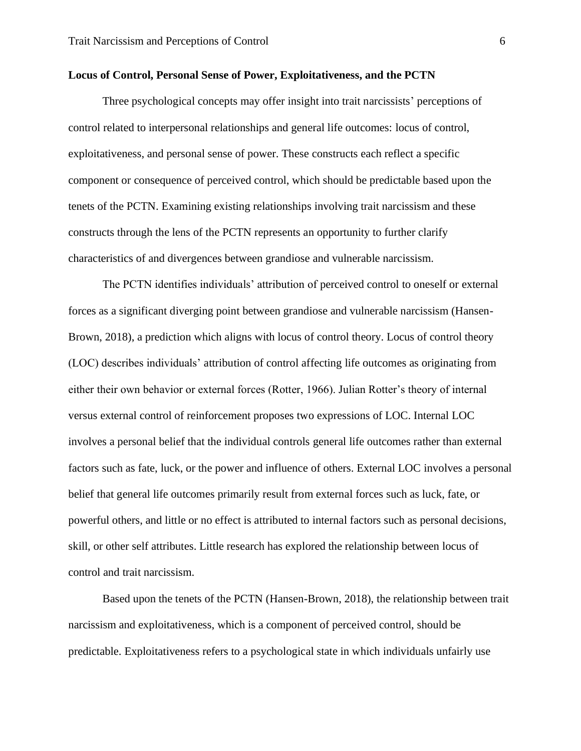**Locus of Control, Personal Sense of Power, Exploitativeness, and the PCTN**

Three psychological concepts may offer insight into trait narcissists' perceptions of control related to interpersonal relationships and general life outcomes: locus of control, exploitativeness, and personal sense of power. These constructs each reflect a specific component or consequence of perceived control, which should be predictable based upon the tenets of the PCTN. Examining existing relationships involving trait narcissism and these constructs through the lens of the PCTN represents an opportunity to further clarify characteristics of and divergences between grandiose and vulnerable narcissism.

The PCTN identifies individuals' attribution of perceived control to oneself or external forces as a significant diverging point between grandiose and vulnerable narcissism (Hansen-Brown, 2018), a prediction which aligns with locus of control theory. Locus of control theory (LOC) describes individuals' attribution of control affecting life outcomes as originating from either their own behavior or external forces (Rotter, 1966). Julian Rotter's theory of internal versus external control of reinforcement proposes two expressions of LOC. Internal LOC involves a personal belief that the individual controls general life outcomes rather than external factors such as fate, luck, or the power and influence of others. External LOC involves a personal belief that general life outcomes primarily result from external forces such as luck, fate, or powerful others, and little or no effect is attributed to internal factors such as personal decisions, skill, or other self attributes. Little research has explored the relationship between locus of control and trait narcissism.

Based upon the tenets of the PCTN (Hansen-Brown, 2018), the relationship between trait narcissism and exploitativeness, which is a component of perceived control, should be predictable. Exploitativeness refers to a psychological state in which individuals unfairly use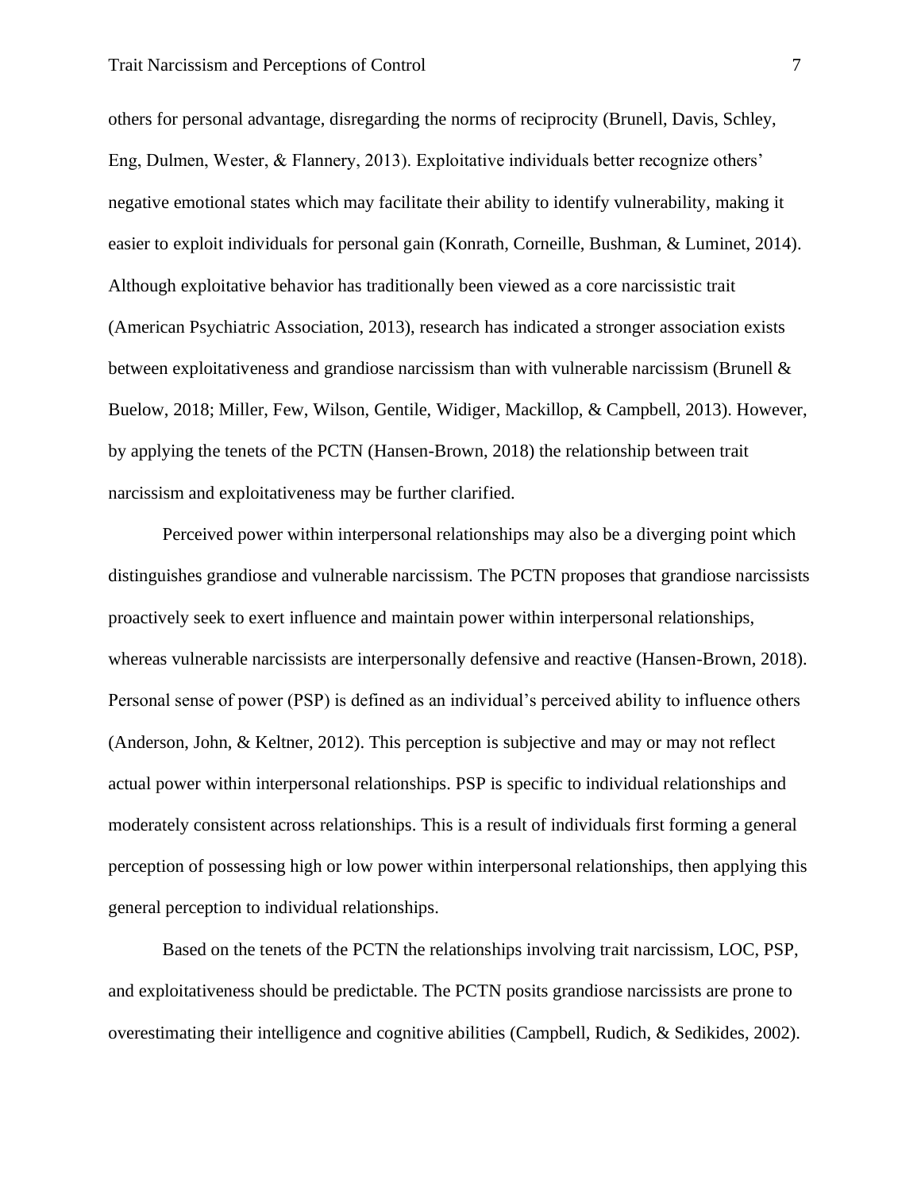others for personal advantage, disregarding the norms of reciprocity (Brunell, Davis, Schley, Eng, Dulmen, Wester, & Flannery, 2013). Exploitative individuals better recognize others' negative emotional states which may facilitate their ability to identify vulnerability, making it easier to exploit individuals for personal gain (Konrath, Corneille, Bushman, & Luminet, 2014). Although exploitative behavior has traditionally been viewed as a core narcissistic trait (American Psychiatric Association, 2013), research has indicated a stronger association exists between exploitativeness and grandiose narcissism than with vulnerable narcissism (Brunell & Buelow, 2018; Miller, Few, Wilson, Gentile, Widiger, Mackillop, & Campbell, 2013). However, by applying the tenets of the PCTN (Hansen-Brown, 2018) the relationship between trait narcissism and exploitativeness may be further clarified.

Perceived power within interpersonal relationships may also be a diverging point which distinguishes grandiose and vulnerable narcissism. The PCTN proposes that grandiose narcissists proactively seek to exert influence and maintain power within interpersonal relationships, whereas vulnerable narcissists are interpersonally defensive and reactive (Hansen-Brown, 2018). Personal sense of power (PSP) is defined as an individual's perceived ability to influence others (Anderson, John, & Keltner, 2012). This perception is subjective and may or may not reflect actual power within interpersonal relationships. PSP is specific to individual relationships and moderately consistent across relationships. This is a result of individuals first forming a general perception of possessing high or low power within interpersonal relationships, then applying this general perception to individual relationships.

Based on the tenets of the PCTN the relationships involving trait narcissism, LOC, PSP, and exploitativeness should be predictable. The PCTN posits grandiose narcissists are prone to overestimating their intelligence and cognitive abilities (Campbell, Rudich, & Sedikides, 2002).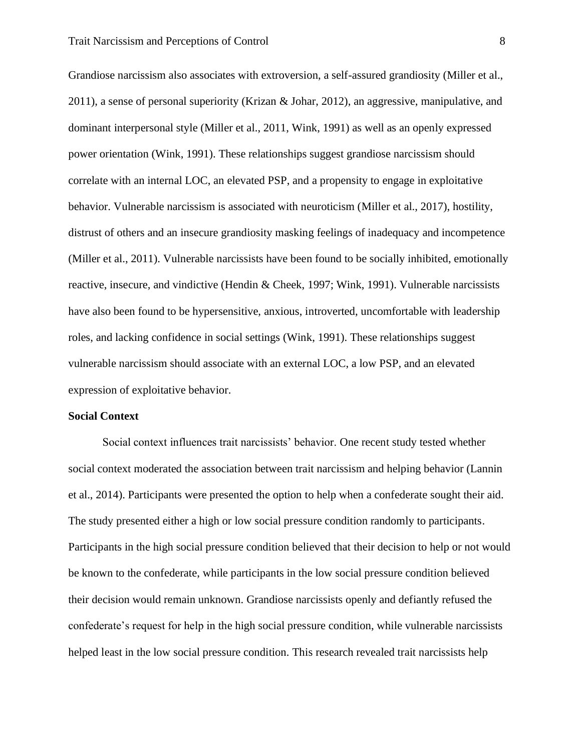Grandiose narcissism also associates with extroversion, a self-assured grandiosity (Miller et al., 2011), a sense of personal superiority (Krizan & Johar, 2012), an aggressive, manipulative, and dominant interpersonal style (Miller et al., 2011, Wink, 1991) as well as an openly expressed power orientation (Wink, 1991). These relationships suggest grandiose narcissism should correlate with an internal LOC, an elevated PSP, and a propensity to engage in exploitative behavior. Vulnerable narcissism is associated with neuroticism (Miller et al., 2017), hostility, distrust of others and an insecure grandiosity masking feelings of inadequacy and incompetence (Miller et al., 2011). Vulnerable narcissists have been found to be socially inhibited, emotionally reactive, insecure, and vindictive (Hendin & Cheek, 1997; Wink, 1991). Vulnerable narcissists have also been found to be hypersensitive, anxious, introverted, uncomfortable with leadership roles, and lacking confidence in social settings (Wink, 1991). These relationships suggest vulnerable narcissism should associate with an external LOC, a low PSP, and an elevated expression of exploitative behavior.

**Social Context**

Social context influences trait narcissists' behavior. One recent study tested whether social context moderated the association between trait narcissism and helping behavior (Lannin et al., 2014). Participants were presented the option to help when a confederate sought their aid. The study presented either a high or low social pressure condition randomly to participants. Participants in the high social pressure condition believed that their decision to help or not would be known to the confederate, while participants in the low social pressure condition believed their decision would remain unknown. Grandiose narcissists openly and defiantly refused the confederate's request for help in the high social pressure condition, while vulnerable narcissists helped least in the low social pressure condition. This research revealed trait narcissists help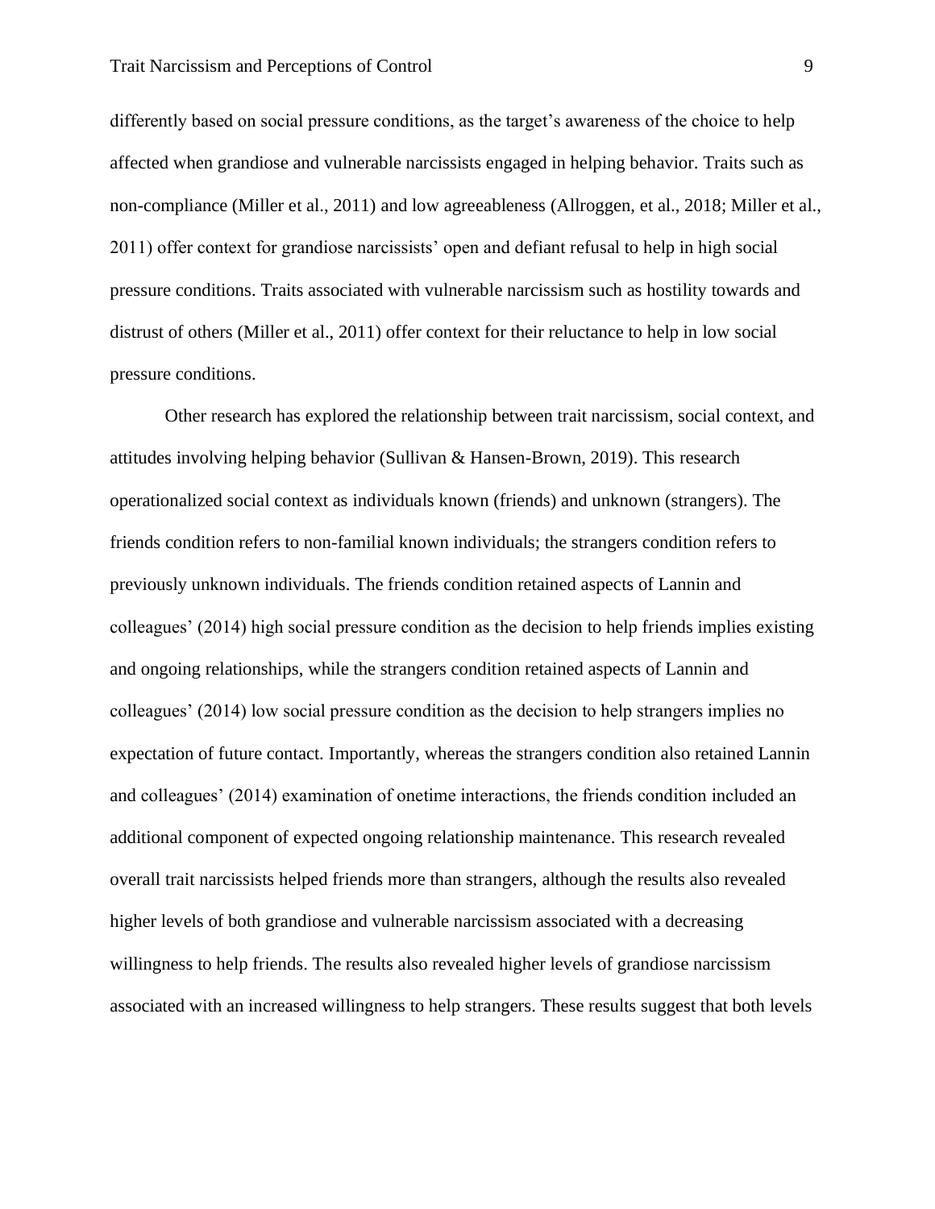differently based on social pressure conditions, as the target's awareness of the choice to help affected when grandiose and vulnerable narcissists engaged in helping behavior. Traits such as non-compliance (Miller et al., 2011) and low agreeableness (Allroggen, et al., 2018; Miller et al., 2011) offer context for grandiose narcissists' open and defiant refusal to help in high social pressure conditions. Traits associated with vulnerable narcissism such as hostility towards and distrust of others (Miller et al., 2011) offer context for their reluctance to help in low social pressure conditions.

Other research has explored the relationship between trait narcissism, social context, and attitudes involving helping behavior (Sullivan & Hansen-Brown, 2019). This research operationalized social context as individuals known (friends) and unknown (strangers). The friends condition refers to non-familial known individuals; the strangers condition refers to previously unknown individuals. The friends condition retained aspects of Lannin and colleagues' (2014) high social pressure condition as the decision to help friends implies existing and ongoing relationships, while the strangers condition retained aspects of Lannin and colleagues' (2014) low social pressure condition as the decision to help strangers implies no expectation of future contact. Importantly, whereas the strangers condition also retained Lannin and colleagues' (2014) examination of onetime interactions, the friends condition included an additional component of expected ongoing relationship maintenance. This research revealed overall trait narcissists helped friends more than strangers, although the results also revealed higher levels of both grandiose and vulnerable narcissism associated with a decreasing willingness to help friends. The results also revealed higher levels of grandiose narcissism associated with an increased willingness to help strangers. These results suggest that both levels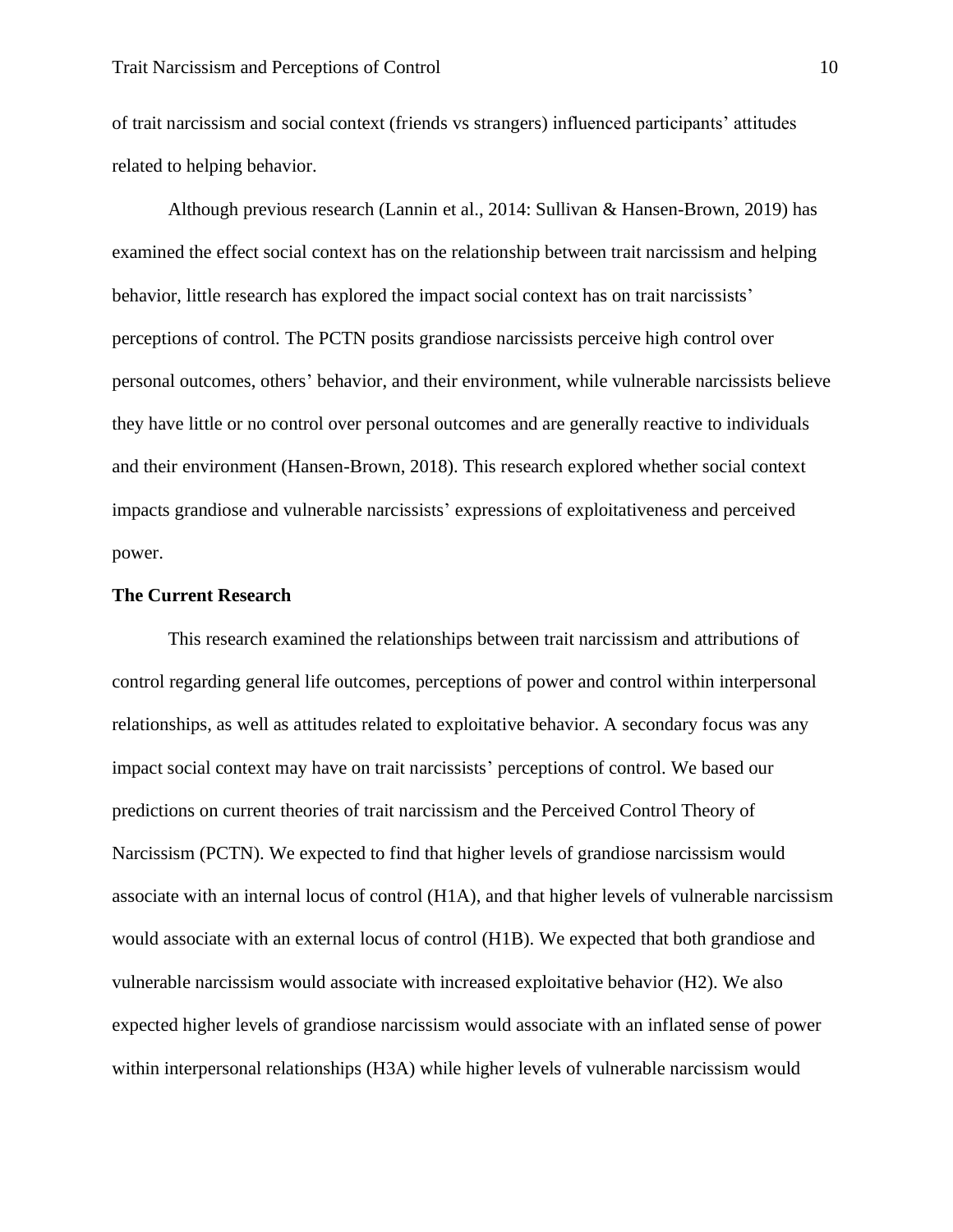of trait narcissism and social context (friends vs strangers) influenced participants' attitudes related to helping behavior.

Although previous research (Lannin et al., 2014: Sullivan & Hansen-Brown, 2019) has examined the effect social context has on the relationship between trait narcissism and helping behavior, little research has explored the impact social context has on trait narcissists' perceptions of control. The PCTN posits grandiose narcissists perceive high control over personal outcomes, others' behavior, and their environment, while vulnerable narcissists believe they have little or no control over personal outcomes and are generally reactive to individuals and their environment (Hansen-Brown, 2018). This research explored whether social context impacts grandiose and vulnerable narcissists' expressions of exploitativeness and perceived power.

**The Current Research**

This research examined the relationships between trait narcissism and attributions of control regarding general life outcomes, perceptions of power and control within interpersonal relationships, as well as attitudes related to exploitative behavior. A secondary focus was any impact social context may have on trait narcissists' perceptions of control. We based our predictions on current theories of trait narcissism and the Perceived Control Theory of Narcissism (PCTN). We expected to find that higher levels of grandiose narcissism would associate with an internal locus of control (H1A), and that higher levels of vulnerable narcissism would associate with an external locus of control (H1B). We expected that both grandiose and vulnerable narcissism would associate with increased exploitative behavior (H2). We also expected higher levels of grandiose narcissism would associate with an inflated sense of power within interpersonal relationships (H3A) while higher levels of vulnerable narcissism would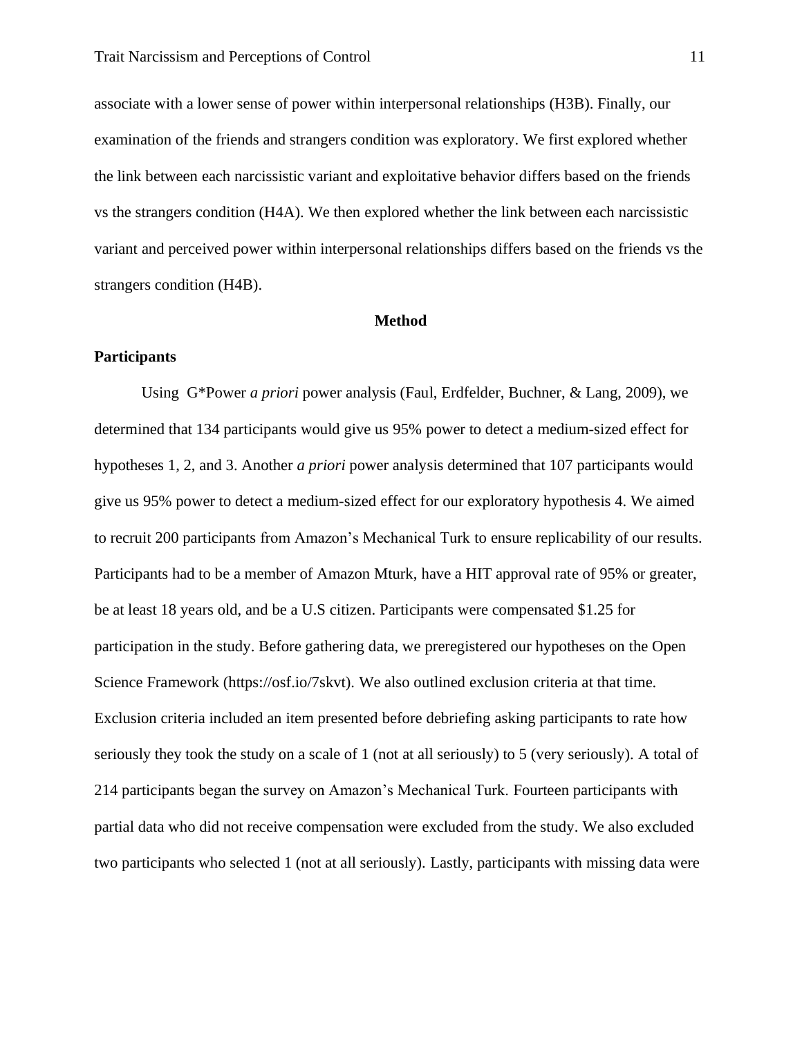associate with a lower sense of power within interpersonal relationships (H3B). Finally, our examination of the friends and strangers condition was exploratory. We first explored whether the link between each narcissistic variant and exploitative behavior differs based on the friends vs the strangers condition (H4A). We then explored whether the link between each narcissistic variant and perceived power within interpersonal relationships differs based on the friends vs the strangers condition (H4B).

## Method

### Participants

Using G*Power *a priori* power analysis (Faul, Erdfelder, Buchner, & Lang, 2009), we determined that 134 participants would give us 95% power to detect a medium-sized effect for hypotheses 1, 2, and 3. Another *a priori* power analysis determined that 107 participants would give us 95% power to detect a medium-sized effect for our exploratory hypothesis 4. We aimed to recruit 200 participants from Amazon's Mechanical Turk to ensure replicability of our results. Participants had to be a member of Amazon Mturk, have a HIT approval rate of 95% or greater, be at least 18 years old, and be a U.S citizen. Participants were compensated $1.25 for participation in the study. Before gathering data, we preregistered our hypotheses on the Open Science Framework (https://osf.io/7skvt). We also outlined exclusion criteria at that time. Exclusion criteria included an item presented before debriefing asking participants to rate how seriously they took the study on a scale of 1 (not at all seriously) to 5 (very seriously). A total of 214 participants began the survey on Amazon's Mechanical Turk. Fourteen participants with partial data who did not receive compensation were excluded from the study. We also excluded two participants who selected 1 (not at all seriously). Lastly, participants with missing data were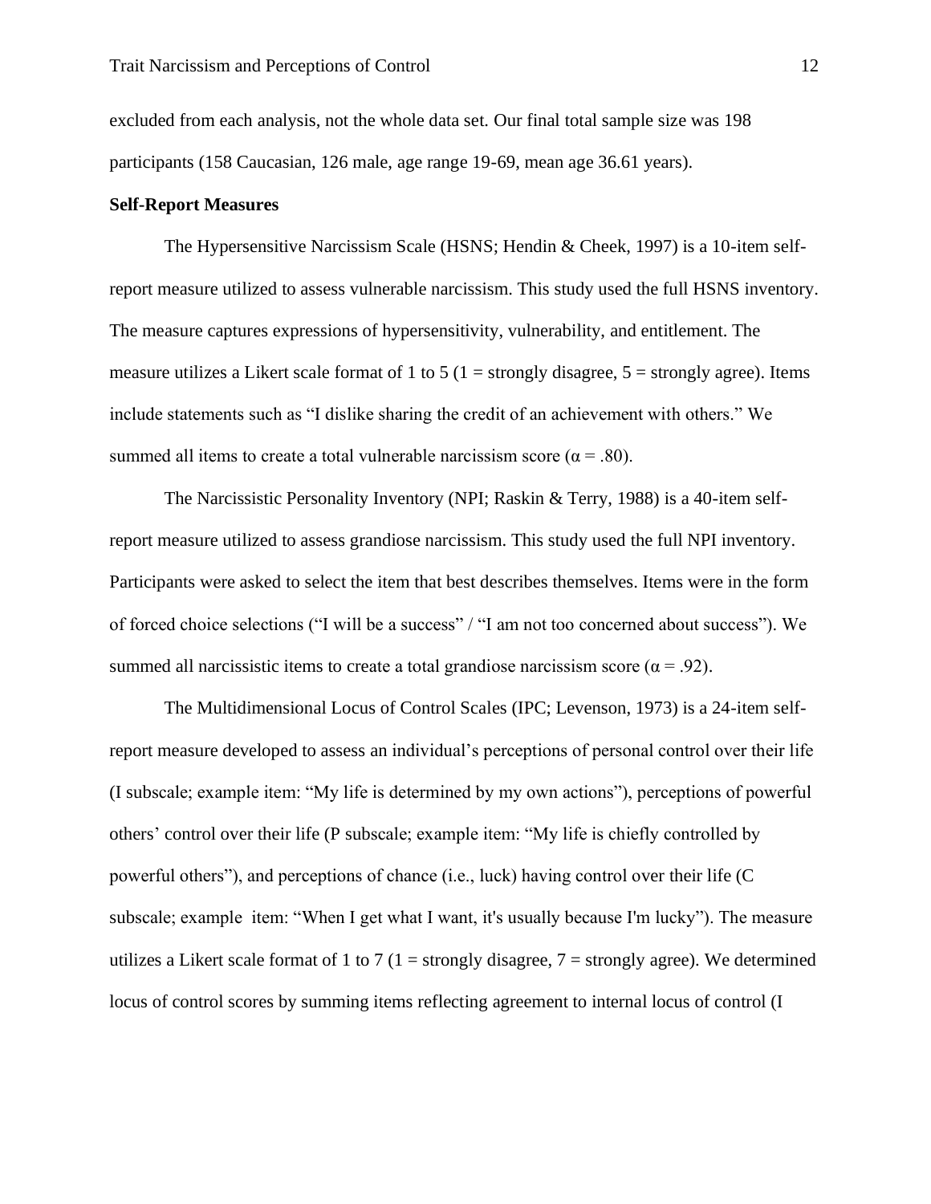excluded from each analysis, not the whole data set. Our final total sample size was 198 participants (158 Caucasian, 126 male, age range 19-69, mean age 36.61 years).

**Self-Report Measures**

The Hypersensitive Narcissism Scale (HSNS; Hendin & Cheek, 1997) is a 10-item self-report measure utilized to assess vulnerable narcissism. This study used the full HSNS inventory. The measure captures expressions of hypersensitivity, vulnerability, and entitlement. The measure utilizes a Likert scale format of 1 to 5 (1 = strongly disagree, 5 = strongly agree). Items include statements such as "I dislike sharing the credit of an achievement with others." We summed all items to create a total vulnerable narcissism score ($\alpha = .80$).

The Narcissistic Personality Inventory (NPI; Raskin & Terry, 1988) is a 40-item self-report measure utilized to assess grandiose narcissism. This study used the full NPI inventory. Participants were asked to select the item that best describes themselves. Items were in the form of forced choice selections ("I will be a success" / "I am not too concerned about success"). We summed all narcissistic items to create a total grandiose narcissism score ($\alpha = .92$).

The Multidimensional Locus of Control Scales (IPC; Levenson, 1973) is a 24-item self-report measure developed to assess an individual's perceptions of personal control over their life (I subscale; example item: "My life is determined by my own actions"), perceptions of powerful others' control over their life (P subscale; example item: "My life is chiefly controlled by powerful others"), and perceptions of chance (i.e., luck) having control over their life (C subscale; example item: "When I get what I want, it's usually because I'm lucky"). The measure utilizes a Likert scale format of 1 to 7 (1 = strongly disagree, 7 = strongly agree). We determined locus of control scores by summing items reflecting agreement to internal locus of control (I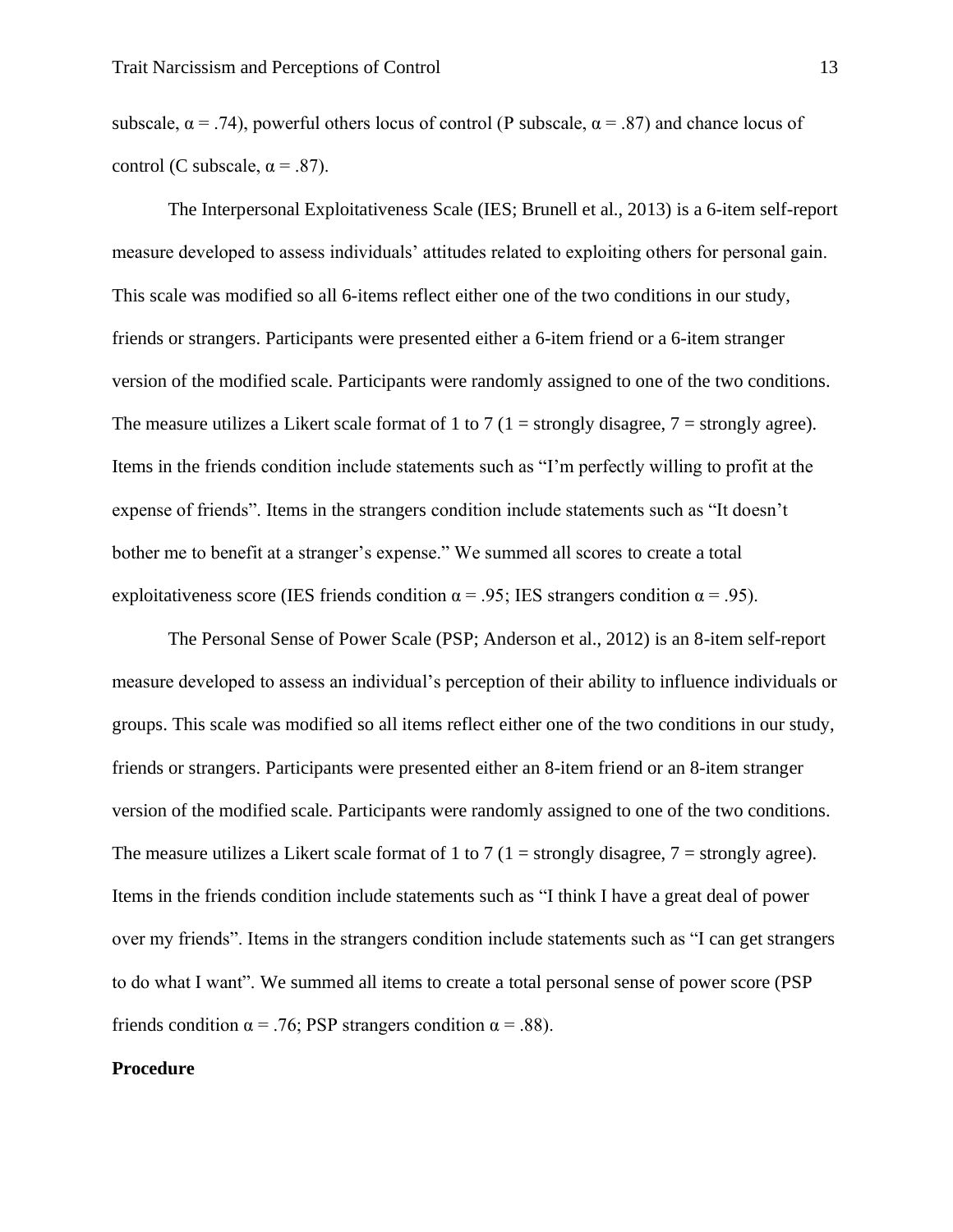subscale, $\alpha = .74$), powerful others locus of control (P subscale, $\alpha = .87$) and chance locus of control (C subscale, $\alpha = .87$).

The Interpersonal Exploitativeness Scale (IES; Brunell et al., 2013) is a 6-item self-report measure developed to assess individuals' attitudes related to exploiting others for personal gain. This scale was modified so all 6-items reflect either one of the two conditions in our study, friends or strangers. Participants were presented either a 6-item friend or a 6-item stranger version of the modified scale. Participants were randomly assigned to one of the two conditions. The measure utilizes a Likert scale format of 1 to 7 (1 = strongly disagree, 7 = strongly agree). Items in the friends condition include statements such as "I'm perfectly willing to profit at the expense of friends". Items in the strangers condition include statements such as "It doesn't bother me to benefit at a stranger's expense." We summed all scores to create a total exploitativeness score (IES friends condition $\alpha = .95$; IES strangers condition $\alpha = .95$).

The Personal Sense of Power Scale (PSP; Anderson et al., 2012) is an 8-item self-report measure developed to assess an individual's perception of their ability to influence individuals or groups. This scale was modified so all items reflect either one of the two conditions in our study, friends or strangers. Participants were presented either an 8-item friend or an 8-item stranger version of the modified scale. Participants were randomly assigned to one of the two conditions. The measure utilizes a Likert scale format of 1 to 7 (1 = strongly disagree, 7 = strongly agree). Items in the friends condition include statements such as "I think I have a great deal of power over my friends". Items in the strangers condition include statements such as "I can get strangers to do what I want". We summed all items to create a total personal sense of power score (PSP friends condition $\alpha = .76$; PSP strangers condition $\alpha = .88$).

**Procedure**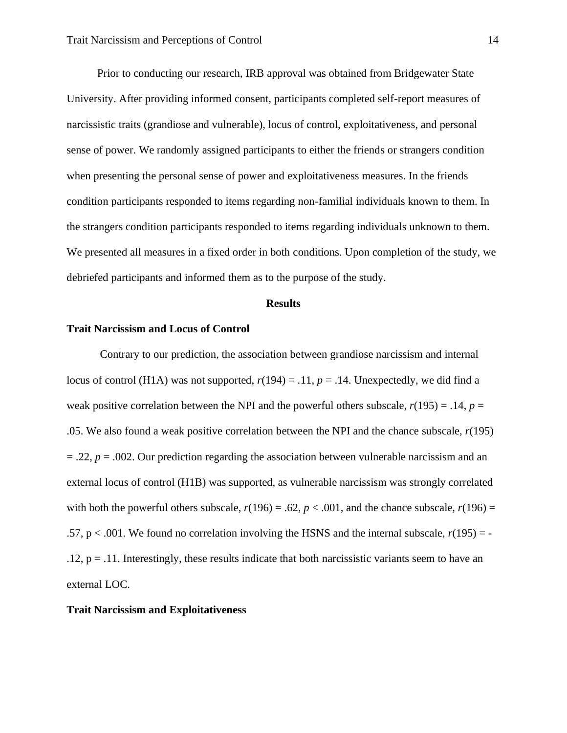Prior to conducting our research, IRB approval was obtained from Bridgewater State University. After providing informed consent, participants completed self-report measures of narcissistic traits (grandiose and vulnerable), locus of control, exploitativeness, and personal sense of power. We randomly assigned participants to either the friends or strangers condition when presenting the personal sense of power and exploitativeness measures. In the friends condition participants responded to items regarding non-familial individuals known to them. In the strangers condition participants responded to items regarding individuals unknown to them. We presented all measures in a fixed order in both conditions. Upon completion of the study, we debriefed participants and informed them as to the purpose of the study.

## Results

### Trait Narcissism and Locus of Control

Contrary to our prediction, the association between grandiose narcissism and internal locus of control (H1A) was not supported, $r(194) = .11$, $p = .14$. Unexpectedly, we did find a weak positive correlation between the NPI and the powerful others subscale, $r(195) = .14$, $p = .05$. We also found a weak positive correlation between the NPI and the chance subscale, $r(195) = .22$, $p = .002$. Our prediction regarding the association between vulnerable narcissism and an external locus of control (H1B) was supported, as vulnerable narcissism was strongly correlated with both the powerful others subscale, $r(196) = .62$, $p < .001$, and the chance subscale, $r(196) = .57$, $p < .001$. We found no correlation involving the HSNS and the internal subscale, $r(195) = -.12$, $p = .11$. Interestingly, these results indicate that both narcissistic variants seem to have an external LOC.

### Trait Narcissism and Exploitativeness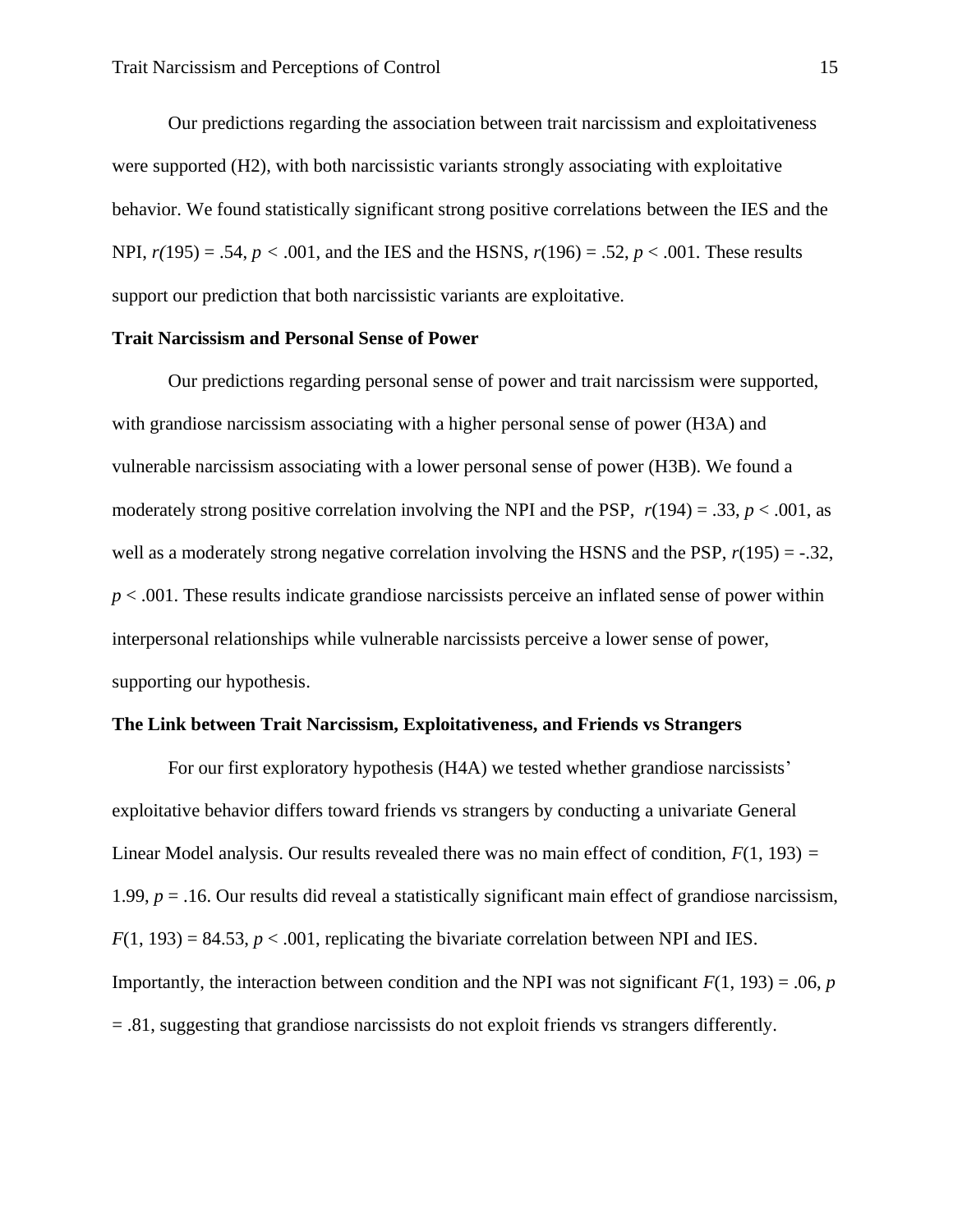Our predictions regarding the association between trait narcissism and exploitativeness were supported (H2), with both narcissistic variants strongly associating with exploitative behavior. We found statistically significant strong positive correlations between the IES and the NPI, $r(195) = .54$, $p < .001$, and the IES and the HSNS, $r(196) = .52$, $p < .001$. These results support our prediction that both narcissistic variants are exploitative.

**Trait Narcissism and Personal Sense of Power**

Our predictions regarding personal sense of power and trait narcissism were supported, with grandiose narcissism associating with a higher personal sense of power (H3A) and vulnerable narcissism associating with a lower personal sense of power (H3B). We found a moderately strong positive correlation involving the NPI and the PSP, $r(194) = .33$, $p < .001$, as well as a moderately strong negative correlation involving the HSNS and the PSP, $r(195) = -.32$, $p < .001$. These results indicate grandiose narcissists perceive an inflated sense of power within interpersonal relationships while vulnerable narcissists perceive a lower sense of power, supporting our hypothesis.

**The Link between Trait Narcissism, Exploitativeness, and Friends vs Strangers**

For our first exploratory hypothesis (H4A) we tested whether grandiose narcissists' exploitative behavior differs toward friends vs strangers by conducting a univariate General Linear Model analysis. Our results revealed there was no main effect of condition, $F(1, 193) = 1.99$, $p = .16$. Our results did reveal a statistically significant main effect of grandiose narcissism, $F(1, 193) = 84.53$, $p < .001$, replicating the bivariate correlation between NPI and IES. Importantly, the interaction between condition and the NPI was not significant $F(1, 193) = .06$, $p = .81$, suggesting that grandiose narcissists do not exploit friends vs strangers differently.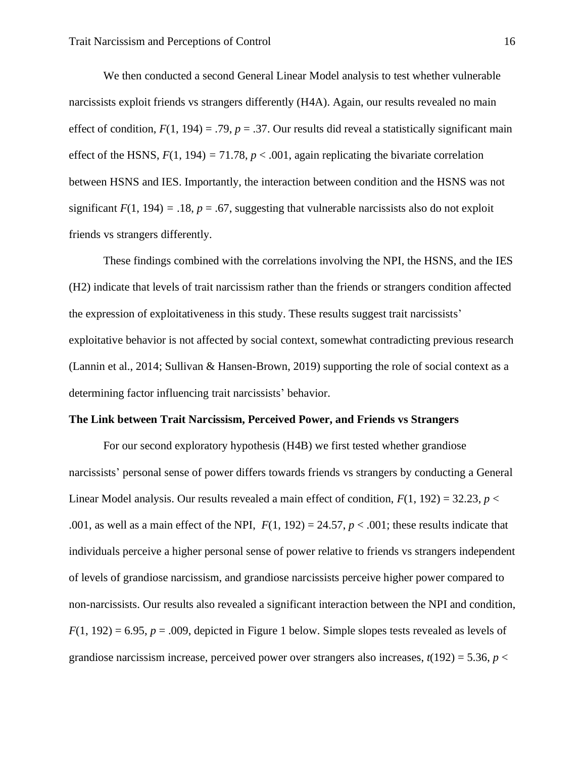We then conducted a second General Linear Model analysis to test whether vulnerable narcissists exploit friends vs strangers differently (H4A). Again, our results revealed no main effect of condition, $F(1, 194) = .79$, $p = .37$. Our results did reveal a statistically significant main effect of the HSNS, $F(1, 194) = 71.78$, $p < .001$, again replicating the bivariate correlation between HSNS and IES. Importantly, the interaction between condition and the HSNS was not significant $F(1, 194) = .18$, $p = .67$, suggesting that vulnerable narcissists also do not exploit friends vs strangers differently.

These findings combined with the correlations involving the NPI, the HSNS, and the IES (H2) indicate that levels of trait narcissism rather than the friends or strangers condition affected the expression of exploitativeness in this study. These results suggest trait narcissists' exploitative behavior is not affected by social context, somewhat contradicting previous research (Lannin et al., 2014; Sullivan & Hansen-Brown, 2019) supporting the role of social context as a determining factor influencing trait narcissists' behavior.

**The Link between Trait Narcissism, Perceived Power, and Friends vs Strangers**

For our second exploratory hypothesis (H4B) we first tested whether grandiose narcissists' personal sense of power differs towards friends vs strangers by conducting a General Linear Model analysis. Our results revealed a main effect of condition, $F(1, 192) = 32.23$, $p < .001$, as well as a main effect of the NPI, $F(1, 192) = 24.57$, $p < .001$; these results indicate that individuals perceive a higher personal sense of power relative to friends vs strangers independent of levels of grandiose narcissism, and grandiose narcissists perceive higher power compared to non-narcissists. Our results also revealed a significant interaction between the NPI and condition, $F(1, 192) = 6.95$, $p = .009$, depicted in Figure 1 below. Simple slopes tests revealed as levels of grandiose narcissism increase, perceived power over strangers also increases, $t(192) = 5.36$, $p <$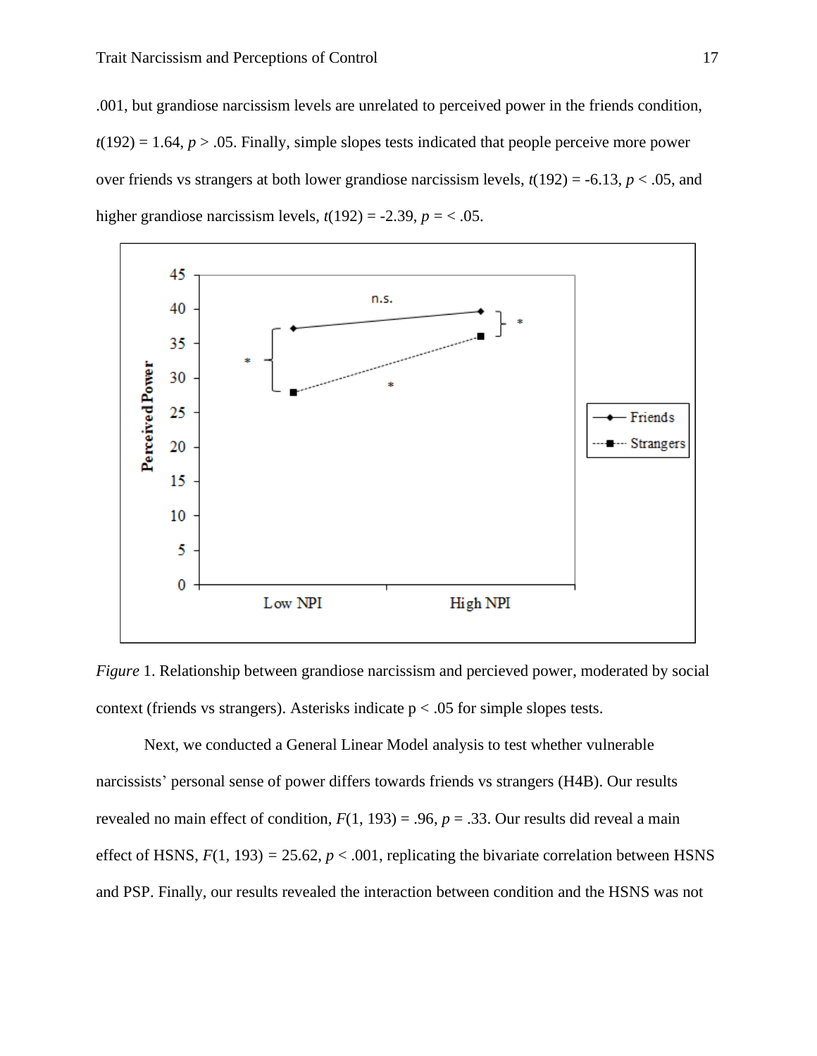.001, but grandiose narcissism levels are unrelated to perceived power in the friends condition, $t(192) = 1.64$, $p > .05$. Finally, simple slopes tests indicated that people perceive more power over friends vs strangers at both lower grandiose narcissism levels, $t(192) = -6.13$, $p < .05$, and higher grandiose narcissism levels, $t(192) = -2.39$, $p = < .05$.

*Figure* 1. Relationship between grandiose narcissism and percieved power, moderated by social context (friends vs strangers). Asterisks indicate p < .05 for simple slopes tests.

Next, we conducted a General Linear Model analysis to test whether vulnerable narcissists' personal sense of power differs towards friends vs strangers (H4B). Our results revealed no main effect of condition, $F(1, 193) = .96$, $p = .33$. Our results did reveal a main effect of HSNS, $F(1, 193) = 25.62$, $p < .001$, replicating the bivariate correlation between HSNS and PSP. Finally, our results revealed the interaction between condition and the HSNS was not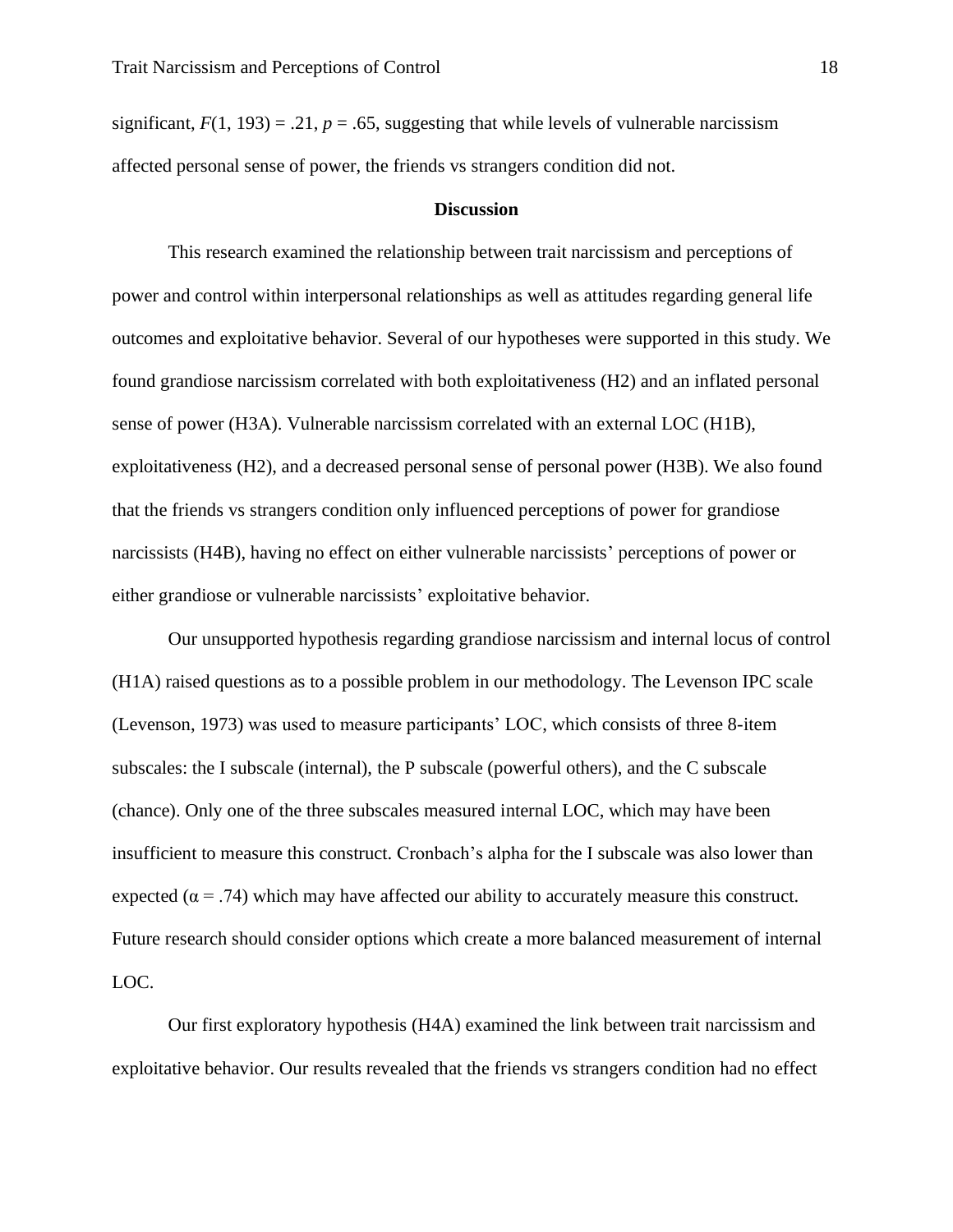significant, $F(1, 193) = .21$, $p = .65$, suggesting that while levels of vulnerable narcissism affected personal sense of power, the friends vs strangers condition did not.

## Discussion

This research examined the relationship between trait narcissism and perceptions of power and control within interpersonal relationships as well as attitudes regarding general life outcomes and exploitative behavior. Several of our hypotheses were supported in this study. We found grandiose narcissism correlated with both exploitativeness (H2) and an inflated personal sense of power (H3A). Vulnerable narcissism correlated with an external LOC (H1B), exploitativeness (H2), and a decreased personal sense of personal power (H3B). We also found that the friends vs strangers condition only influenced perceptions of power for grandiose narcissists (H4B), having no effect on either vulnerable narcissists' perceptions of power or either grandiose or vulnerable narcissists' exploitative behavior.

Our unsupported hypothesis regarding grandiose narcissism and internal locus of control (H1A) raised questions as to a possible problem in our methodology. The Levenson IPC scale (Levenson, 1973) was used to measure participants' LOC, which consists of three 8-item subscales: the I subscale (internal), the P subscale (powerful others), and the C subscale (chance). Only one of the three subscales measured internal LOC, which may have been insufficient to measure this construct. Cronbach's alpha for the I subscale was also lower than expected ($\alpha = .74$) which may have affected our ability to accurately measure this construct. Future research should consider options which create a more balanced measurement of internal LOC.

Our first exploratory hypothesis (H4A) examined the link between trait narcissism and exploitative behavior. Our results revealed that the friends vs strangers condition had no effect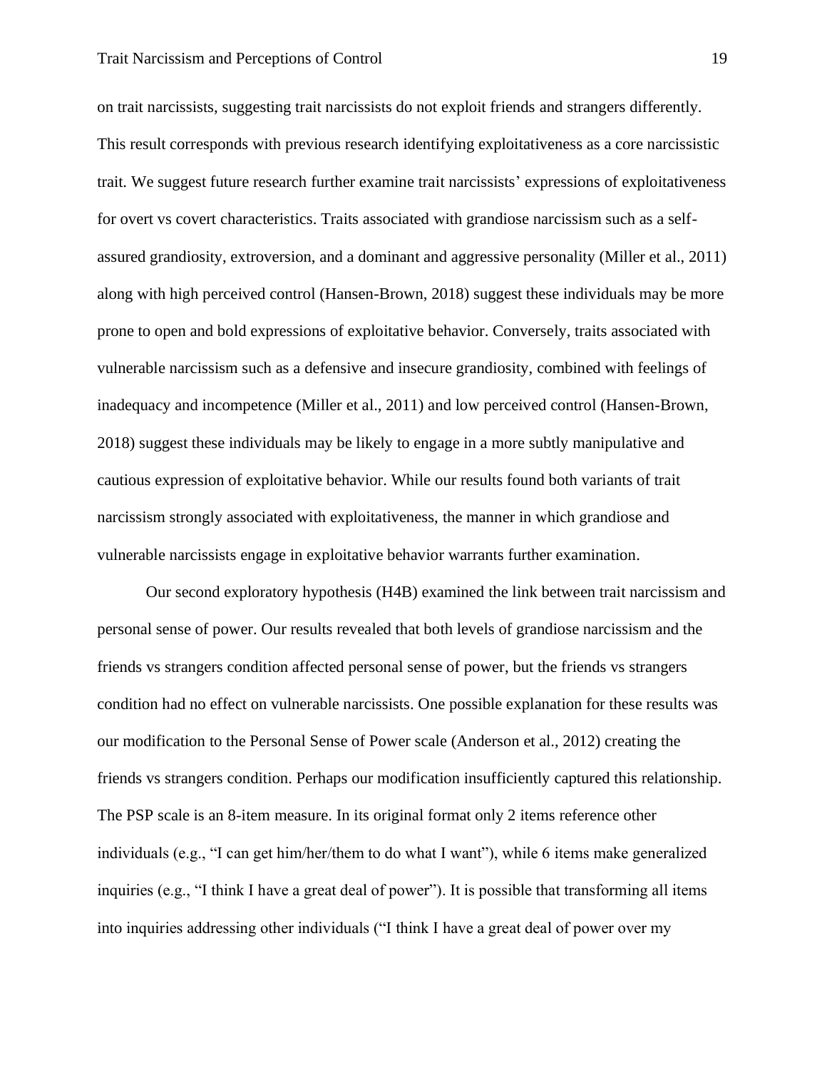on trait narcissists, suggesting trait narcissists do not exploit friends and strangers differently. This result corresponds with previous research identifying exploitativeness as a core narcissistic trait. We suggest future research further examine trait narcissists' expressions of exploitativeness for overt vs covert characteristics. Traits associated with grandiose narcissism such as a self-assured grandiosity, extroversion, and a dominant and aggressive personality (Miller et al., 2011) along with high perceived control (Hansen-Brown, 2018) suggest these individuals may be more prone to open and bold expressions of exploitative behavior. Conversely, traits associated with vulnerable narcissism such as a defensive and insecure grandiosity, combined with feelings of inadequacy and incompetence (Miller et al., 2011) and low perceived control (Hansen-Brown, 2018) suggest these individuals may be likely to engage in a more subtly manipulative and cautious expression of exploitative behavior. While our results found both variants of trait narcissism strongly associated with exploitativeness, the manner in which grandiose and vulnerable narcissists engage in exploitative behavior warrants further examination.

Our second exploratory hypothesis (H4B) examined the link between trait narcissism and personal sense of power. Our results revealed that both levels of grandiose narcissism and the friends vs strangers condition affected personal sense of power, but the friends vs strangers condition had no effect on vulnerable narcissists. One possible explanation for these results was our modification to the Personal Sense of Power scale (Anderson et al., 2012) creating the friends vs strangers condition. Perhaps our modification insufficiently captured this relationship. The PSP scale is an 8-item measure. In its original format only 2 items reference other individuals (e.g., "I can get him/her/them to do what I want"), while 6 items make generalized inquiries (e.g., "I think I have a great deal of power"). It is possible that transforming all items into inquiries addressing other individuals ("I think I have a great deal of power over my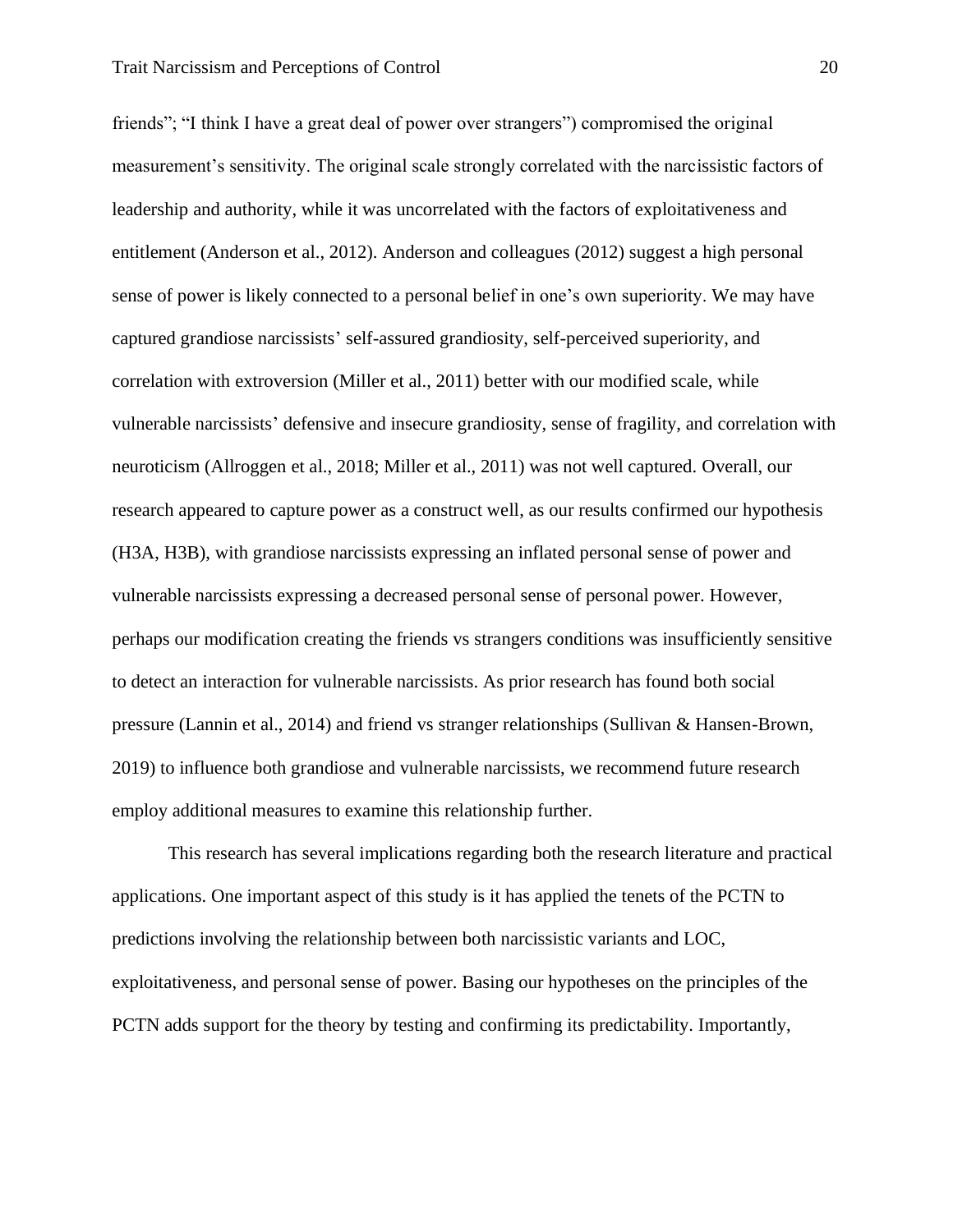friends"; "I think I have a great deal of power over strangers") compromised the original measurement's sensitivity. The original scale strongly correlated with the narcissistic factors of leadership and authority, while it was uncorrelated with the factors of exploitativeness and entitlement (Anderson et al., 2012). Anderson and colleagues (2012) suggest a high personal sense of power is likely connected to a personal belief in one's own superiority. We may have captured grandiose narcissists' self-assured grandiosity, self-perceived superiority, and correlation with extroversion (Miller et al., 2011) better with our modified scale, while vulnerable narcissists' defensive and insecure grandiosity, sense of fragility, and correlation with neuroticism (Allroggen et al., 2018; Miller et al., 2011) was not well captured. Overall, our research appeared to capture power as a construct well, as our results confirmed our hypothesis (H3A, H3B), with grandiose narcissists expressing an inflated personal sense of power and vulnerable narcissists expressing a decreased personal sense of personal power. However, perhaps our modification creating the friends vs strangers conditions was insufficiently sensitive to detect an interaction for vulnerable narcissists. As prior research has found both social pressure (Lannin et al., 2014) and friend vs stranger relationships (Sullivan & Hansen-Brown, 2019) to influence both grandiose and vulnerable narcissists, we recommend future research employ additional measures to examine this relationship further.

This research has several implications regarding both the research literature and practical applications. One important aspect of this study is it has applied the tenets of the PCTN to predictions involving the relationship between both narcissistic variants and LOC, exploitativeness, and personal sense of power. Basing our hypotheses on the principles of the PCTN adds support for the theory by testing and confirming its predictability. Importantly,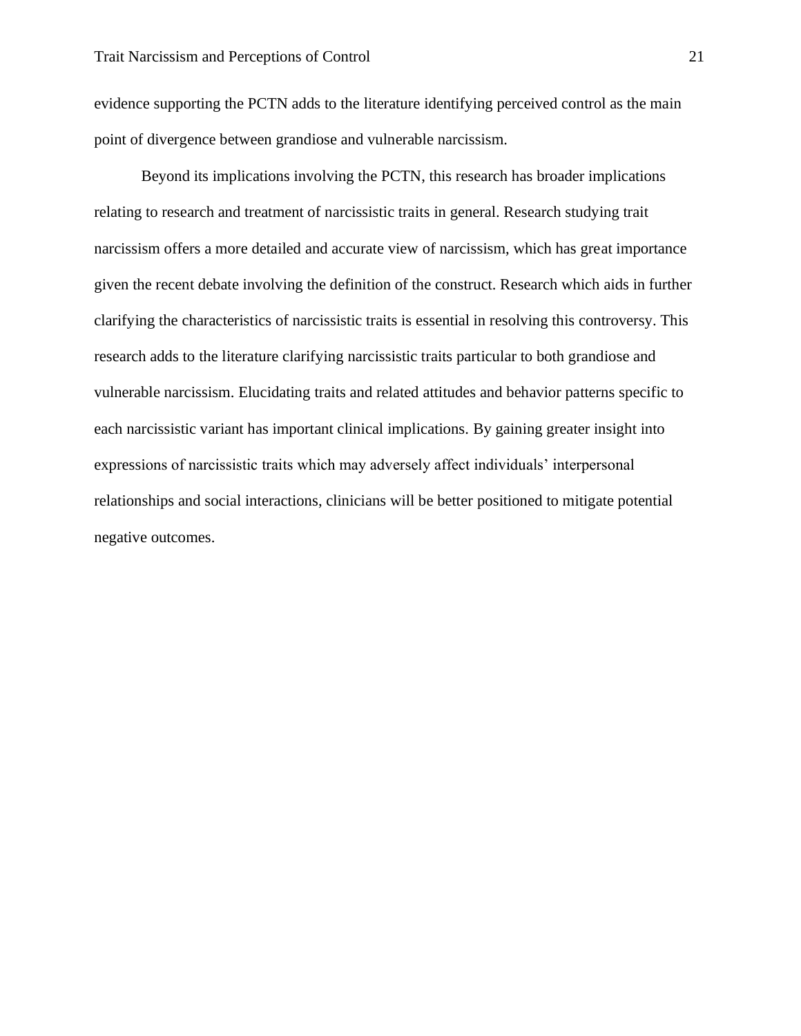evidence supporting the PCTN adds to the literature identifying perceived control as the main point of divergence between grandiose and vulnerable narcissism.

Beyond its implications involving the PCTN, this research has broader implications relating to research and treatment of narcissistic traits in general. Research studying trait narcissism offers a more detailed and accurate view of narcissism, which has great importance given the recent debate involving the definition of the construct. Research which aids in further clarifying the characteristics of narcissistic traits is essential in resolving this controversy. This research adds to the literature clarifying narcissistic traits particular to both grandiose and vulnerable narcissism. Elucidating traits and related attitudes and behavior patterns specific to each narcissistic variant has important clinical implications. By gaining greater insight into expressions of narcissistic traits which may adversely affect individuals' interpersonal relationships and social interactions, clinicians will be better positioned to mitigate potential negative outcomes.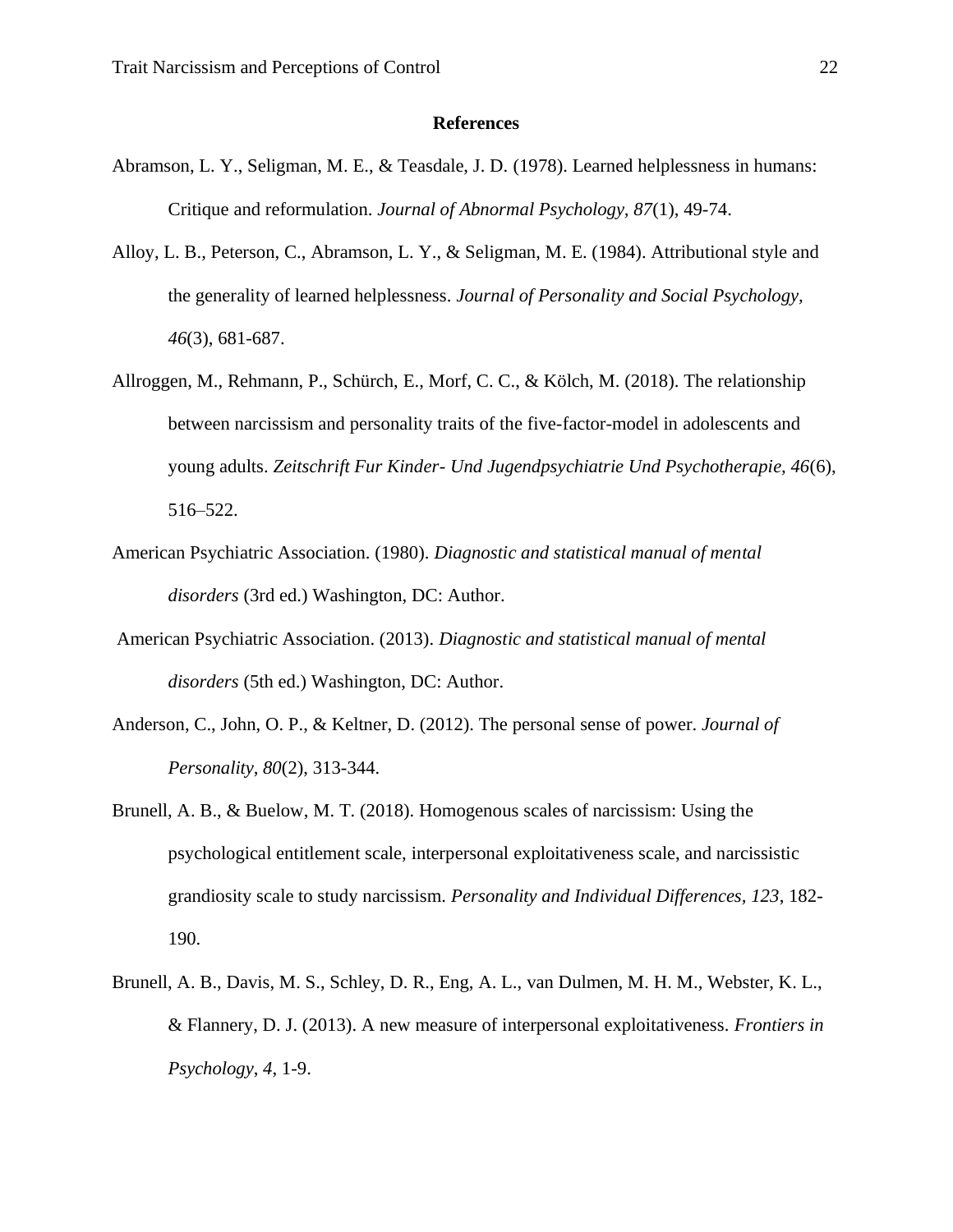## References

Abramson, L. Y., Seligman, M. E., & Teasdale, J. D. (1978). Learned helplessness in humans: Critique and reformulation. *Journal of Abnormal Psychology, 87*(1), 49-74.

Alloy, L. B., Peterson, C., Abramson, L. Y., & Seligman, M. E. (1984). Attributional style and the generality of learned helplessness. *Journal of Personality and Social Psychology, 46*(3), 681-687.

Allroggen, M., Rehmann, P., Schürch, E., Morf, C. C., & Kölch, M. (2018). The relationship between narcissism and personality traits of the five-factor-model in adolescents and young adults. *Zeitschrift Fur Kinder- Und Jugendpsychiatrie Und Psychotherapie, 46*(6), 516–522.

American Psychiatric Association. (1980). *Diagnostic and statistical manual of mental disorders* (3rd ed.) Washington, DC: Author.

American Psychiatric Association. (2013). *Diagnostic and statistical manual of mental disorders* (5th ed.) Washington, DC: Author.

Anderson, C., John, O. P., & Keltner, D. (2012). The personal sense of power. *Journal of Personality, 80*(2), 313-344.

Brunell, A. B., & Buelow, M. T. (2018). Homogenous scales of narcissism: Using the psychological entitlement scale, interpersonal exploitativeness scale, and narcissistic grandiosity scale to study narcissism. *Personality and Individual Differences, 123*, 182-190.

Brunell, A. B., Davis, M. S., Schley, D. R., Eng, A. L., van Dulmen, M. H. M., Webster, K. L., & Flannery, D. J. (2013). A new measure of interpersonal exploitativeness. *Frontiers in Psychology*, *4*, 1-9.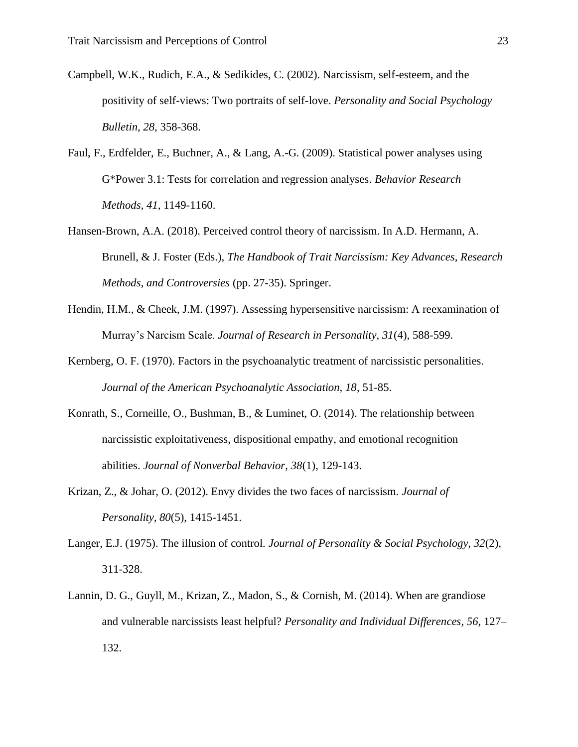Campbell, W.K., Rudich, E.A., & Sedikides, C. (2002). Narcissism, self-esteem, and the positivity of self-views: Two portraits of self-love. *Personality and Social Psychology Bulletin, 28,* 358-368.

Faul, F., Erdfelder, E., Buchner, A., & Lang, A.-G. (2009). Statistical power analyses using G*Power 3.1: Tests for correlation and regression analyses. *Behavior Research Methods*, *41*, 1149-1160.

Hansen-Brown, A.A. (2018). Perceived control theory of narcissism. In A.D. Hermann, A. Brunell, & J. Foster (Eds.), *The Handbook of Trait Narcissism: Key Advances, Research Methods, and Controversies* (pp. 27-35). Springer.

Hendin, H.M., & Cheek, J.M. (1997). Assessing hypersensitive narcissism: A reexamination of Murray's Narcism Scale. *Journal of Research in Personality*, *31*(4), 588-599.

Kernberg, O. F. (1970). Factors in the psychoanalytic treatment of narcissistic personalities. *Journal of the American Psychoanalytic Association*, *18*, 51-85.

Konrath, S., Corneille, O., Bushman, B., & Luminet, O. (2014). The relationship between narcissistic exploitativeness, dispositional empathy, and emotional recognition abilities. *Journal of Nonverbal Behavior*, *38*(1), 129-143.

Krizan, Z., & Johar, O. (2012). Envy divides the two faces of narcissism. *Journal of Personality*, *80*(5), 1415-1451.

Langer, E.J. (1975). The illusion of control. *Journal of Personality & Social Psychology, 32*(2), 311-328.

Lannin, D. G., Guyll, M., Krizan, Z., Madon, S., & Cornish, M. (2014). When are grandiose and vulnerable narcissists least helpful? *Personality and Individual Differences*, *56*, 127–132.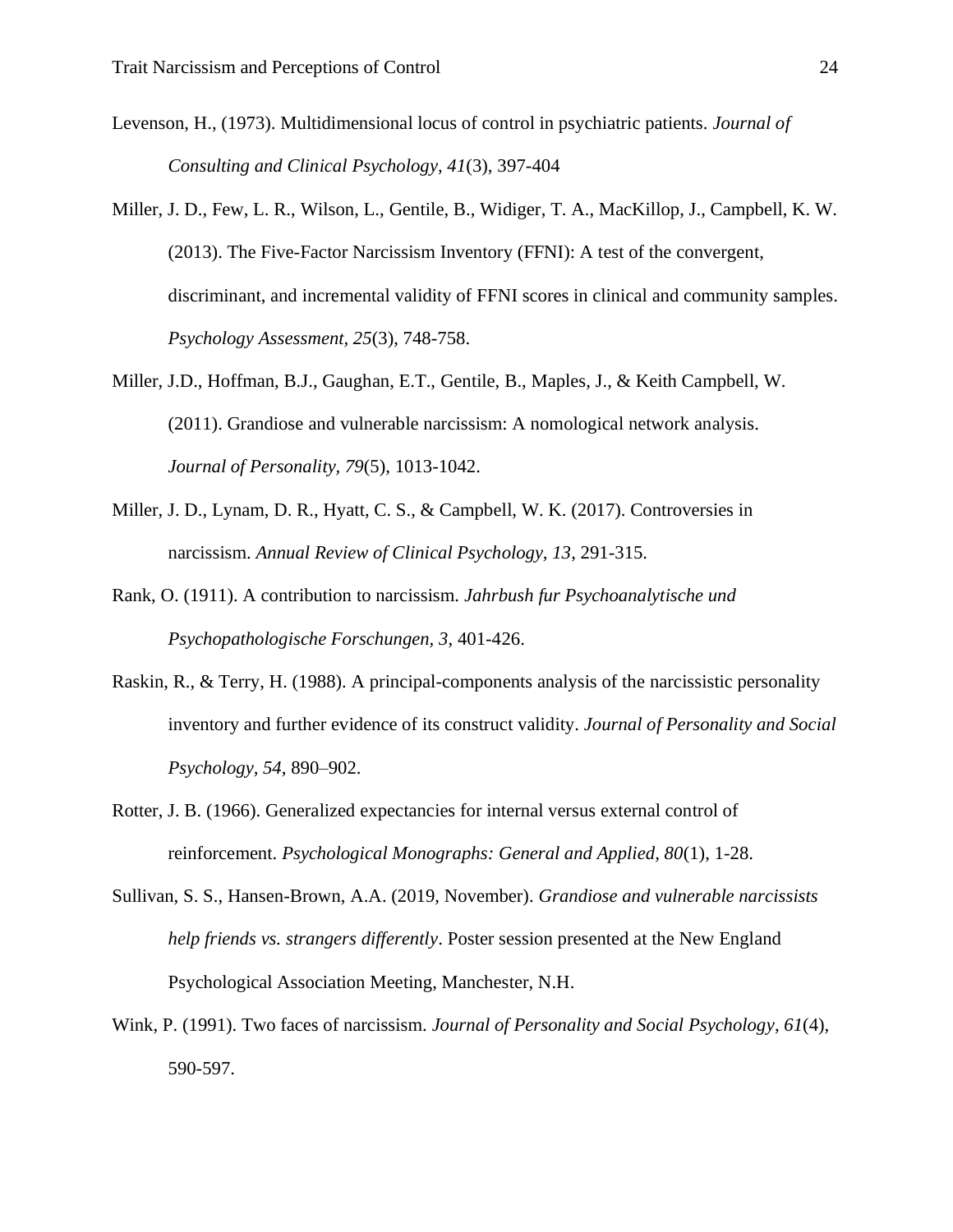Levenson, H., (1973). Multidimensional locus of control in psychiatric patients. *Journal of Consulting and Clinical Psychology, 41*(3), 397-404

Miller, J. D., Few, L. R., Wilson, L., Gentile, B., Widiger, T. A., MacKillop, J., Campbell, K. W. (2013). The Five-Factor Narcissism Inventory (FFNI): A test of the convergent, discriminant, and incremental validity of FFNI scores in clinical and community samples. *Psychology Assessment, 25*(3), 748-758.

Miller, J.D., Hoffman, B.J., Gaughan, E.T., Gentile, B., Maples, J., & Keith Campbell, W. (2011). Grandiose and vulnerable narcissism: A nomological network analysis. *Journal of Personality, 79*(5), 1013-1042.

Miller, J. D., Lynam, D. R., Hyatt, C. S., & Campbell, W. K. (2017). Controversies in narcissism. *Annual Review of Clinical Psychology, 13*, 291-315.

Rank, O. (1911). A contribution to narcissism. *Jahrbush fur Psychoanalytische und Psychopathologische Forschungen, 3*, 401-426.

Raskin, R., & Terry, H. (1988). A principal-components analysis of the narcissistic personality inventory and further evidence of its construct validity. *Journal of Personality and Social Psychology, 54*, 890–902.

Rotter, J. B. (1966). Generalized expectancies for internal versus external control of reinforcement. *Psychological Monographs: General and Applied, 80*(1), 1-28.

Sullivan, S. S., Hansen-Brown, A.A. (2019, November). *Grandiose and vulnerable narcissists help friends vs. strangers differently*. Poster session presented at the New England Psychological Association Meeting, Manchester, N.H.

Wink, P. (1991). Two faces of narcissism. *Journal of Personality and Social Psychology*, *61*(4), 590-597.